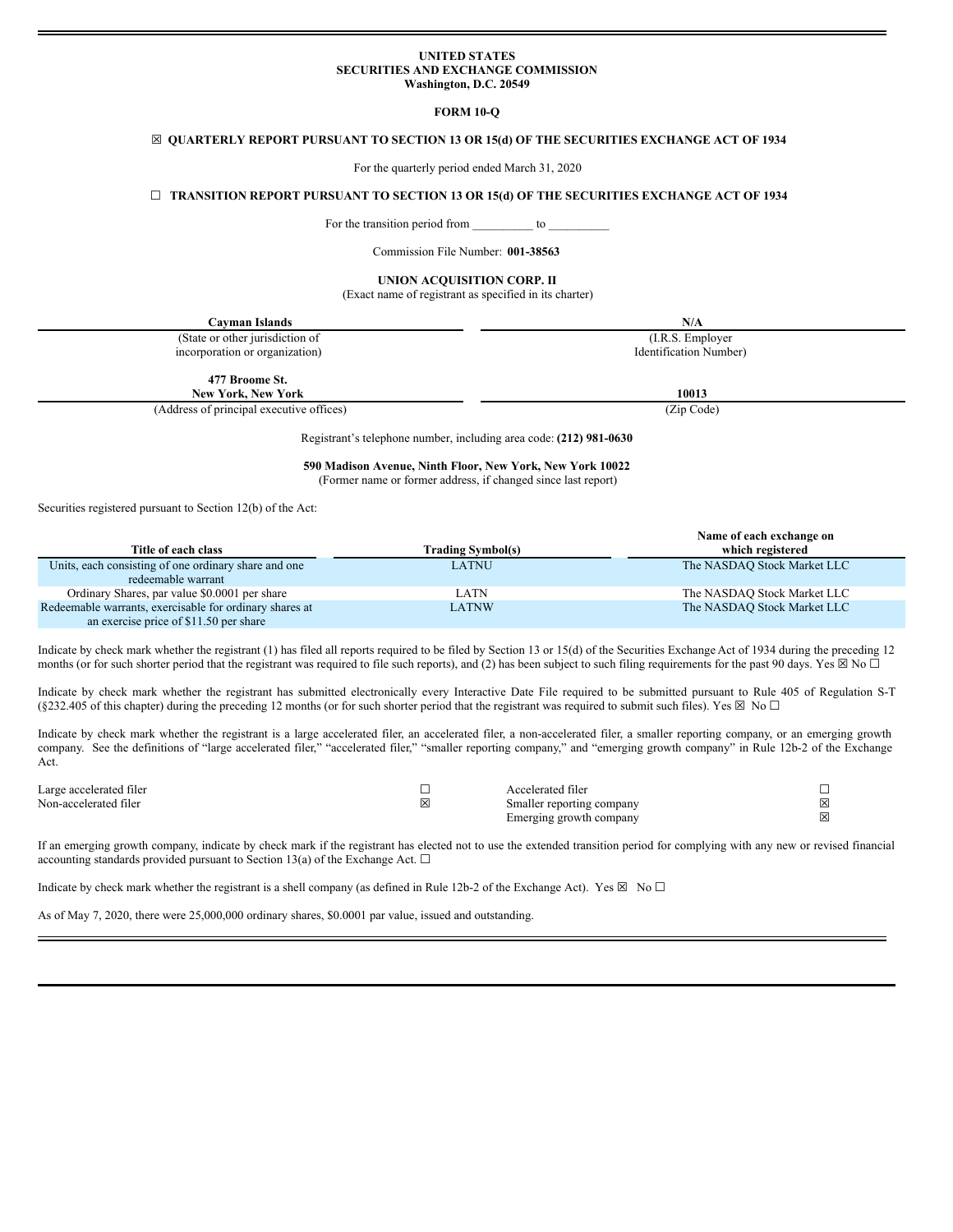**UNITED STATES**
**SECURITIES AND EXCHANGE COMMISSION**
**Washington, D.C. 20549**

**FORM 10-Q**

☒ **QUARTERLY REPORT PURSUANT TO SECTION 13 OR 15(d) OF THE SECURITIES EXCHANGE ACT OF 1934**

For the quarterly period ended March 31, 2020

☐ **TRANSITION REPORT PURSUANT TO SECTION 13 OR 15(d) OF THE SECURITIES EXCHANGE ACT OF 1934**

For the transition period from __________ to __________

Commission File Number: **001-38563**

**UNION ACQUISITION CORP. II**
(Exact name of registrant as specified in its charter)

| **Cayman Islands** | **N/A** |
|---|---|
| (State or other jurisdiction of incorporation or organization) | (I.R.S. Employer Identification Number) |
| **477 Broome St. New York, New York** | **10013** |
| (Address of principal executive offices) | (Zip Code) |

Registrant's telephone number, including area code: **(212) 981-0630**

**590 Madison Avenue, Ninth Floor, New York, New York 10022**
(Former name or former address, if changed since last report)

Securities registered pursuant to Section 12(b) of the Act:

| Title of each class | Trading Symbol(s) | Name of each exchange on which registered |
|---|---|---|
| Units, each consisting of one ordinary share and one redeemable warrant | LATNU | The NASDAQ Stock Market LLC |
| Ordinary Shares, par value $0.0001 per share | LATN | The NASDAQ Stock Market LLC |
| Redeemable warrants, exercisable for ordinary shares at an exercise price of $11.50 per share | LATNW | The NASDAQ Stock Market LLC |

Indicate by check mark whether the registrant (1) has filed all reports required to be filed by Section 13 or 15(d) of the Securities Exchange Act of 1934 during the preceding 12 months (or for such shorter period that the registrant was required to file such reports), and (2) has been subject to such filing requirements for the past 90 days. Yes ☒ No ☐

Indicate by check mark whether the registrant has submitted electronically every Interactive Date File required to be submitted pursuant to Rule 405 of Regulation S-T (§232.405 of this chapter) during the preceding 12 months (or for such shorter period that the registrant was required to submit such files). Yes ☒ No ☐

Indicate by check mark whether the registrant is a large accelerated filer, an accelerated filer, a non-accelerated filer, a smaller reporting company, or an emerging growth company. See the definitions of "large accelerated filer," "accelerated filer," "smaller reporting company," and "emerging growth company" in Rule 12b-2 of the Exchange Act.

| | | | |
|---|---|---|---|
| Large accelerated filer | ☐ | Accelerated filer | ☐ |
| Non-accelerated filer | ☒ | Smaller reporting company | ☒ |
| | | Emerging growth company | ☒ |

If an emerging growth company, indicate by check mark if the registrant has elected not to use the extended transition period for complying with any new or revised financial accounting standards provided pursuant to Section 13(a) of the Exchange Act. ☐

Indicate by check mark whether the registrant is a shell company (as defined in Rule 12b-2 of the Exchange Act). Yes ☒ No ☐

As of May 7, 2020, there were 25,000,000 ordinary shares, $0.0001 par value, issued and outstanding.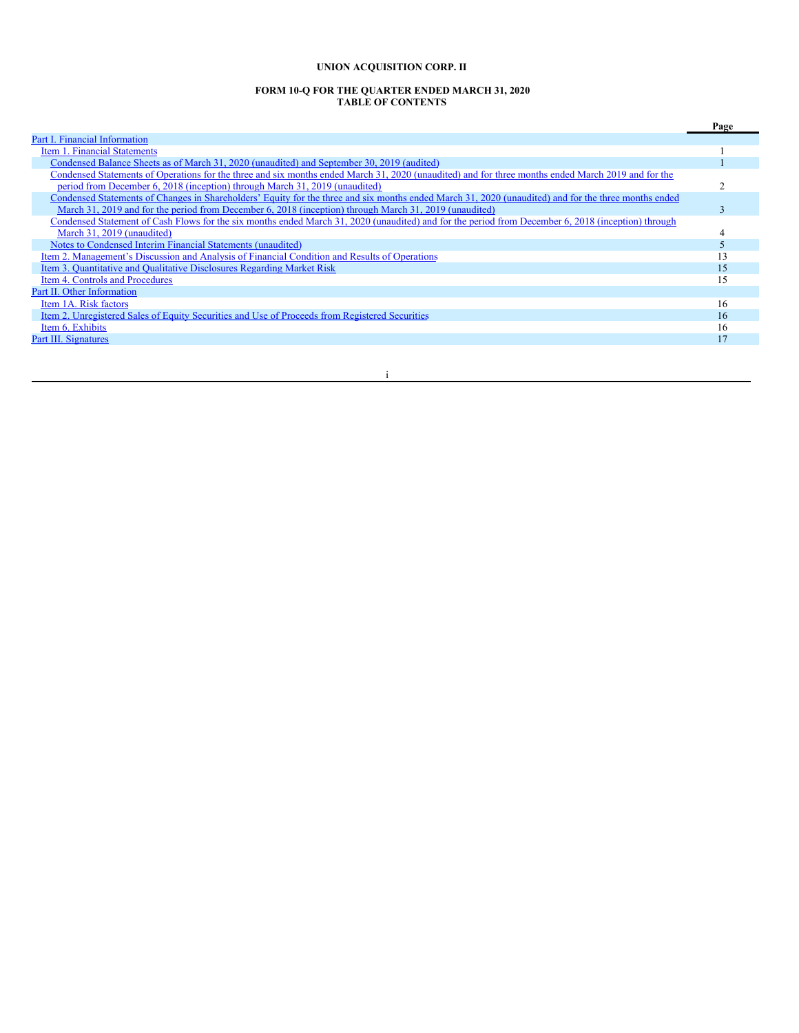**UNION ACQUISITION CORP. II**

**FORM 10-Q FOR THE QUARTER ENDED MARCH 31, 2020**
**TABLE OF CONTENTS**

| | Page |
|---|---|
| Part I. Financial Information | |
| Item 1. Financial Statements | 1 |
| Condensed Balance Sheets as of March 31, 2020 (unaudited) and September 30, 2019 (audited) | 1 |
| Condensed Statements of Operations for the three and six months ended March 31, 2020 (unaudited) and for three months ended March 2019 and for the period from December 6, 2018 (inception) through March 31, 2019 (unaudited) | 2 |
| Condensed Statements of Changes in Shareholders' Equity for the three and six months ended March 31, 2020 (unaudited) and for the three months ended March 31, 2019 and for the period from December 6, 2018 (inception) through March 31, 2019 (unaudited) | 3 |
| Condensed Statement of Cash Flows for the six months ended March 31, 2020 (unaudited) and for the period from December 6, 2018 (inception) through March 31, 2019 (unaudited) | 4 |
| Notes to Condensed Interim Financial Statements (unaudited) | 5 |
| Item 2. Management's Discussion and Analysis of Financial Condition and Results of Operations | 13 |
| Item 3. Quantitative and Qualitative Disclosures Regarding Market Risk | 15 |
| Item 4. Controls and Procedures | 15 |
| Part II. Other Information | |
| Item 1A. Risk factors | 16 |
| Item 2. Unregistered Sales of Equity Securities and Use of Proceeds from Registered Securities | 16 |
| Item 6. Exhibits | 16 |
| Part III. Signatures | 17 |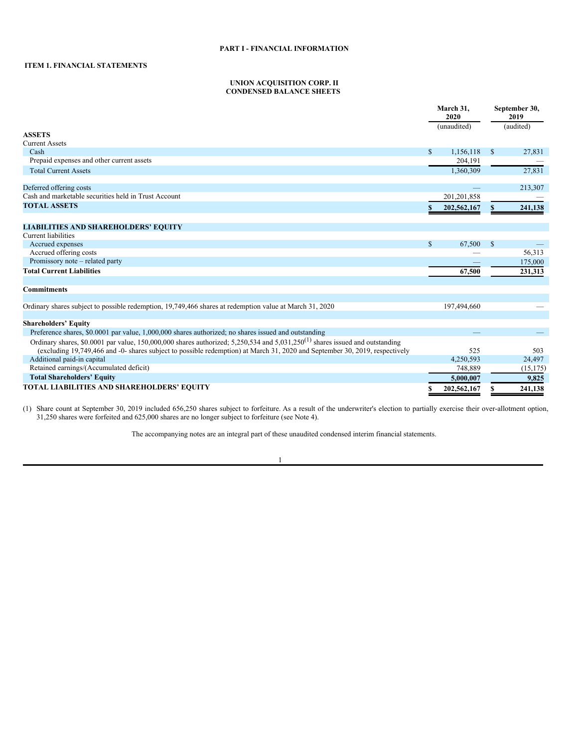**PART I - FINANCIAL INFORMATION**

**ITEM 1. FINANCIAL STATEMENTS**

**UNION ACQUISITION CORP. II**
**CONDENSED BALANCE SHEETS**

| | March 31, 2020 | September 30, 2019 |
|---|---|---|
| | (unaudited) | (audited) |
| **ASSETS** | | |
| Current Assets | | |
| Cash | $ 1,156,118 | $ 27,831 |
| Prepaid expenses and other current assets | 204,191 | — |
| Total Current Assets | 1,360,309 | 27,831 |
| | | |
| Deferred offering costs | — | 213,307 |
| Cash and marketable securities held in Trust Account | 201,201,858 | — |
| **TOTAL ASSETS** | **$ 202,562,167** | **$ 241,138** |
| | | |
| **LIABILITIES AND SHAREHOLDERS' EQUITY** | | |
| Current liabilities | | |
| Accrued expenses | $ 67,500 | $ — |
| Accrued offering costs | — | 56,313 |
| Promissory note – related party | — | 175,000 |
| **Total Current Liabilities** | **67,500** | **231,313** |
| | | |
| **Commitments** | | |
| | | |
| Ordinary shares subject to possible redemption, 19,749,466 shares at redemption value at March 31, 2020 | 197,494,660 | — |
| | | |
| **Shareholders' Equity** | | |
| Preference shares, $0.0001 par value, 1,000,000 shares authorized; no shares issued and outstanding | — | — |
| Ordinary shares, $0.0001 par value, 150,000,000 shares authorized; 5,250,534 and 5,031,250[(1)] shares issued and outstanding (excluding 19,749,466 and -0- shares subject to possible redemption) at March 31, 2020 and September 30, 2019, respectively | 525 | 503 |
| Additional paid-in capital | 4,250,593 | 24,497 |
| Retained earnings/(Accumulated deficit) | 748,889 | (15,175) |
| **Total Shareholders' Equity** | **5,000,007** | **9,825** |
| **TOTAL LIABILITIES AND SHAREHOLDERS' EQUITY** | **$ 202,562,167** | **$ 241,138** |

(1) Share count at September 30, 2019 included 656,250 shares subject to forfeiture. As a result of the underwriter's election to partially exercise their over-allotment option, 31,250 shares were forfeited and 625,000 shares are no longer subject to forfeiture (see Note 4).

The accompanying notes are an integral part of these unaudited condensed interim financial statements.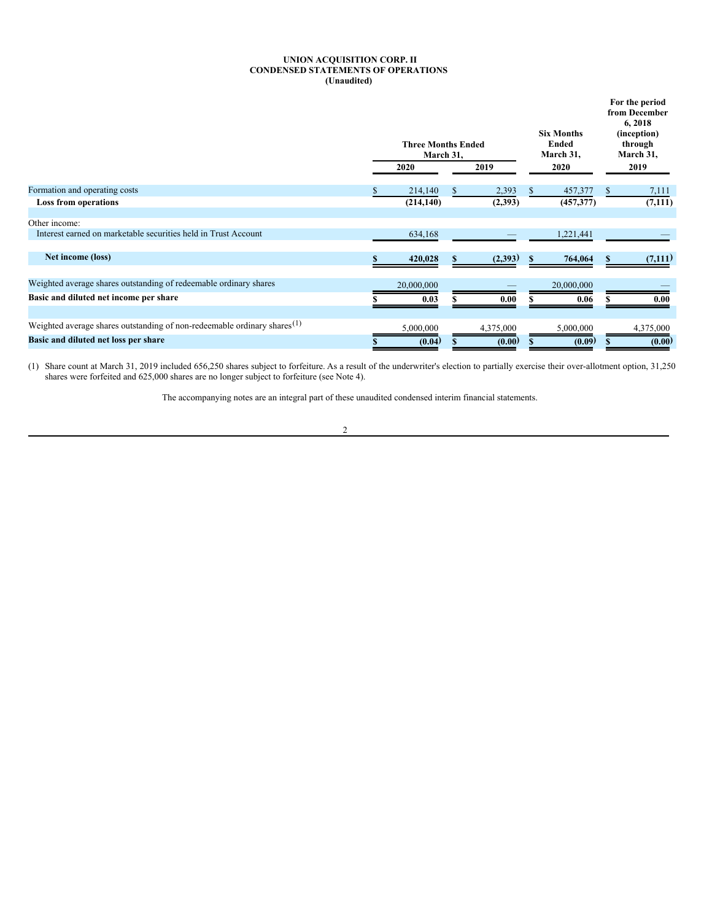**UNION ACQUISITION CORP. II**
**CONDENSED STATEMENTS OF OPERATIONS**
**(Unaudited)**

| | Three Months Ended March 31, | | Six Months Ended March 31, | For the period from December 6, 2018 (inception) through March 31, |
|---|---|---|---|---|
| | 2020 | 2019 | 2020 | 2019 |
| Formation and operating costs | $ 214,140 | $ 2,393 | $ 457,377 | $ 7,111 |
| **Loss from operations** | **(214,140)** | **(2,393)** | **(457,377)** | **(7,111)** |
| | | | | |
| Other income: | | | | |
| Interest earned on marketable securities held in Trust Account | 634,168 | — | 1,221,441 | — |
| | | | | |
| **Net income (loss)** | **$ 420,028** | **$ (2,393)** | **$ 764,064** | **$ (7,111)** |
| | | | | |
| Weighted average shares outstanding of redeemable ordinary shares | 20,000,000 | — | 20,000,000 | — |
| **Basic and diluted net income per share** | **$ 0.03** | **$ 0.00** | **$ 0.06** | **$ 0.00** |
| | | | | |
| Weighted average shares outstanding of non-redeemable ordinary shares(1) | 5,000,000 | 4,375,000 | 5,000,000 | 4,375,000 |
| **Basic and diluted net loss per share** | **$ (0.04)** | **$ (0.00)** | **$ (0.09)** | **$ (0.00)** |

(1) Share count at March 31, 2019 included 656,250 shares subject to forfeiture. As a result of the underwriter's election to partially exercise their over-allotment option, 31,250 shares were forfeited and 625,000 shares are no longer subject to forfeiture (see Note 4).

The accompanying notes are an integral part of these unaudited condensed interim financial statements.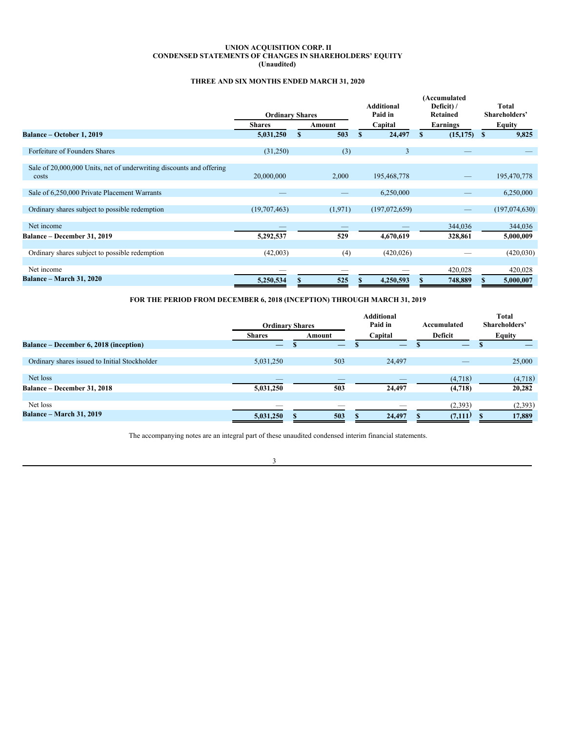**UNION ACQUISITION CORP. II**
**CONDENSED STATEMENTS OF CHANGES IN SHAREHOLDERS' EQUITY**
**(Unaudited)**

**THREE AND SIX MONTHS ENDED MARCH 31, 2020**

| | Ordinary Shares | | Additional Paid in | (Accumulated Deficit) / Retained | Total Shareholders' |
|---|---|---|---|---|---|
| | Shares | Amount | Capital | Earnings | Equity |
| **Balance – October 1, 2019** | **5,031,250** | **$ 503** | **$ 24,497** | **$ (15,175)** | **$ 9,825** |
| Forfeiture of Founders Shares | (31,250) | (3) | 3 | — | — |
| Sale of 20,000,000 Units, net of underwriting discounts and offering costs | 20,000,000 | 2,000 | 195,468,778 | — | 195,470,778 |
| Sale of 6,250,000 Private Placement Warrants | — | — | 6,250,000 | — | 6,250,000 |
| Ordinary shares subject to possible redemption | (19,707,463) | (1,971) | (197,072,659) | — | (197,074,630) |
| Net income | — | — | — | 344,036 | 344,036 |
| **Balance – December 31, 2019** | **5,292,537** | **529** | **4,670,619** | **328,861** | **5,000,009** |
| Ordinary shares subject to possible redemption | (42,003) | (4) | (420,026) | — | (420,030) |
| Net income | — | — | — | 420,028 | 420,028 |
| **Balance – March 31, 2020** | **5,250,534** | **$ 525** | **$ 4,250,593** | **$ 748,889** | **$ 5,000,007** |

**FOR THE PERIOD FROM DECEMBER 6, 2018 (INCEPTION) THROUGH MARCH 31, 2019**

| | Ordinary Shares | | Additional Paid in | Accumulated | Total Shareholders' |
|---|---|---|---|---|---|
| | Shares | Amount | Capital | Deficit | Equity |
| **Balance – December 6, 2018 (inception)** | — | $ — | $ — | $ — | $ — |
| Ordinary shares issued to Initial Stockholder | 5,031,250 | 503 | 24,497 | — | 25,000 |
| Net loss | — | — | — | (4,718) | (4,718) |
| **Balance – December 31, 2018** | **5,031,250** | **503** | **24,497** | **(4,718)** | **20,282** |
| Net loss | — | — | — | (2,393) | (2,393) |
| **Balance – March 31, 2019** | **5,031,250** | **$ 503** | **$ 24,497** | **$ (7,111)** | **$ 17,889** |

The accompanying notes are an integral part of these unaudited condensed interim financial statements.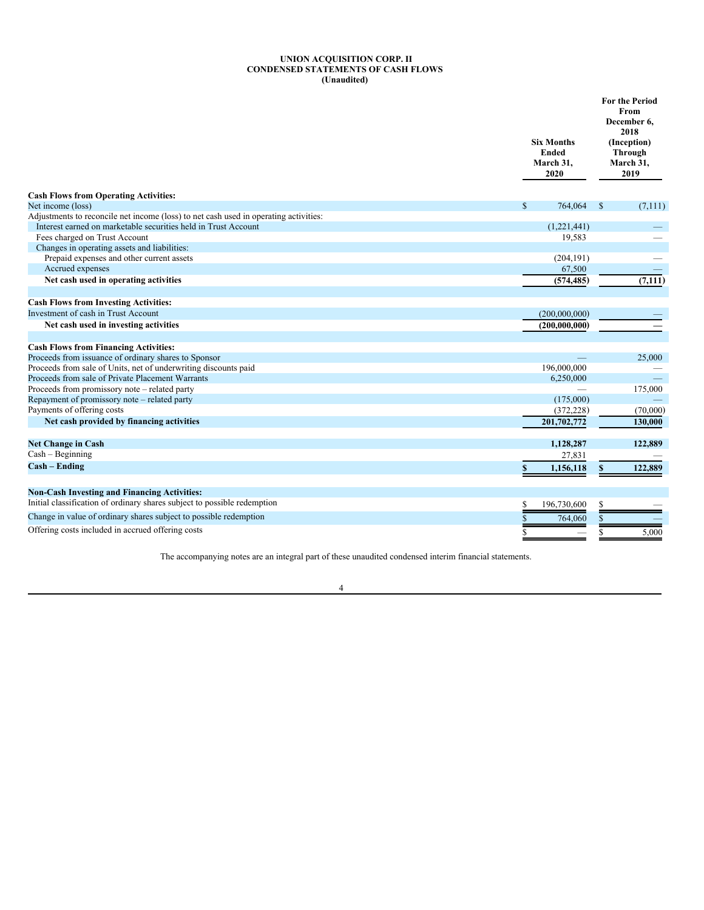**UNION ACQUISITION CORP. II**
**CONDENSED STATEMENTS OF CASH FLOWS**
**(Unaudited)**

| | Six Months Ended March 31, 2020 | For the Period From December 6, 2018 (Inception) Through March 31, 2019 |
|---|---|---|
| **Cash Flows from Operating Activities:** | | |
| Net income (loss) | $ 764,064 | $ (7,111) |
| Adjustments to reconcile net income (loss) to net cash used in operating activities: | | |
| Interest earned on marketable securities held in Trust Account | (1,221,441) | — |
| Fees charged on Trust Account | 19,583 | — |
| Changes in operating assets and liabilities: | | |
| Prepaid expenses and other current assets | (204,191) | — |
| Accrued expenses | 67,500 | — |
| **Net cash used in operating activities** | **(574,485)** | **(7,111)** |
| | | |
| **Cash Flows from Investing Activities:** | | |
| Investment of cash in Trust Account | (200,000,000) | — |
| **Net cash used in investing activities** | **(200,000,000)** | **—** |
| | | |
| **Cash Flows from Financing Activities:** | | |
| Proceeds from issuance of ordinary shares to Sponsor | — | 25,000 |
| Proceeds from sale of Units, net of underwriting discounts paid | 196,000,000 | — |
| Proceeds from sale of Private Placement Warrants | 6,250,000 | — |
| Proceeds from promissory note – related party | — | 175,000 |
| Repayment of promissory note – related party | (175,000) | — |
| Payments of offering costs | (372,228) | (70,000) |
| **Net cash provided by financing activities** | **201,702,772** | **130,000** |
| | | |
| **Net Change in Cash** | **1,128,287** | **122,889** |
| Cash – Beginning | 27,831 | — |
| **Cash – Ending** | **$ 1,156,118** | **$ 122,889** |
| | | |
| **Non-Cash Investing and Financing Activities:** | | |
| Initial classification of ordinary shares subject to possible redemption | $ 196,730,600 | $ — |
| Change in value of ordinary shares subject to possible redemption | $ 764,060 | $ — |
| Offering costs included in accrued offering costs | $ — | $ 5,000 |

The accompanying notes are an integral part of these unaudited condensed interim financial statements.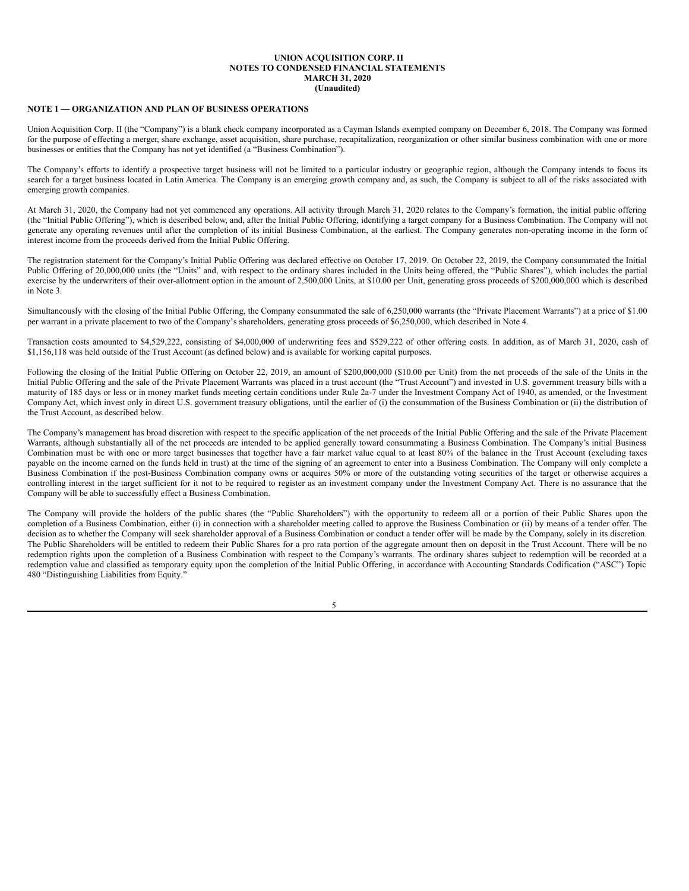**UNION ACQUISITION CORP. II**
**NOTES TO CONDENSED FINANCIAL STATEMENTS**
**MARCH 31, 2020**
**(Unaudited)**

**NOTE 1 — ORGANIZATION AND PLAN OF BUSINESS OPERATIONS**

Union Acquisition Corp. II (the "Company") is a blank check company incorporated as a Cayman Islands exempted company on December 6, 2018. The Company was formed for the purpose of effecting a merger, share exchange, asset acquisition, share purchase, recapitalization, reorganization or other similar business combination with one or more businesses or entities that the Company has not yet identified (a "Business Combination").

The Company's efforts to identify a prospective target business will not be limited to a particular industry or geographic region, although the Company intends to focus its search for a target business located in Latin America. The Company is an emerging growth company and, as such, the Company is subject to all of the risks associated with emerging growth companies.

At March 31, 2020, the Company had not yet commenced any operations. All activity through March 31, 2020 relates to the Company's formation, the initial public offering (the "Initial Public Offering"), which is described below, and, after the Initial Public Offering, identifying a target company for a Business Combination. The Company will not generate any operating revenues until after the completion of its initial Business Combination, at the earliest. The Company generates non-operating income in the form of interest income from the proceeds derived from the Initial Public Offering.

The registration statement for the Company's Initial Public Offering was declared effective on October 17, 2019. On October 22, 2019, the Company consummated the Initial Public Offering of 20,000,000 units (the "Units" and, with respect to the ordinary shares included in the Units being offered, the "Public Shares"), which includes the partial exercise by the underwriters of their over-allotment option in the amount of 2,500,000 Units, at $10.00 per Unit, generating gross proceeds of $200,000,000 which is described in Note 3.

Simultaneously with the closing of the Initial Public Offering, the Company consummated the sale of 6,250,000 warrants (the "Private Placement Warrants") at a price of $1.00 per warrant in a private placement to two of the Company's shareholders, generating gross proceeds of $6,250,000, which described in Note 4.

Transaction costs amounted to $4,529,222, consisting of $4,000,000 of underwriting fees and $529,222 of other offering costs. In addition, as of March 31, 2020, cash of $1,156,118 was held outside of the Trust Account (as defined below) and is available for working capital purposes.

Following the closing of the Initial Public Offering on October 22, 2019, an amount of $200,000,000 ($10.00 per Unit) from the net proceeds of the sale of the Units in the Initial Public Offering and the sale of the Private Placement Warrants was placed in a trust account (the "Trust Account") and invested in U.S. government treasury bills with a maturity of 185 days or less or in money market funds meeting certain conditions under Rule 2a-7 under the Investment Company Act of 1940, as amended, or the Investment Company Act, which invest only in direct U.S. government treasury obligations, until the earlier of (i) the consummation of the Business Combination or (ii) the distribution of the Trust Account, as described below.

The Company's management has broad discretion with respect to the specific application of the net proceeds of the Initial Public Offering and the sale of the Private Placement Warrants, although substantially all of the net proceeds are intended to be applied generally toward consummating a Business Combination. The Company's initial Business Combination must be with one or more target businesses that together have a fair market value equal to at least 80% of the balance in the Trust Account (excluding taxes payable on the income earned on the funds held in trust) at the time of the signing of an agreement to enter into a Business Combination. The Company will only complete a Business Combination if the post-Business Combination company owns or acquires 50% or more of the outstanding voting securities of the target or otherwise acquires a controlling interest in the target sufficient for it not to be required to register as an investment company under the Investment Company Act. There is no assurance that the Company will be able to successfully effect a Business Combination.

The Company will provide the holders of the public shares (the "Public Shareholders") with the opportunity to redeem all or a portion of their Public Shares upon the completion of a Business Combination, either (i) in connection with a shareholder meeting called to approve the Business Combination or (ii) by means of a tender offer. The decision as to whether the Company will seek shareholder approval of a Business Combination or conduct a tender offer will be made by the Company, solely in its discretion. The Public Shareholders will be entitled to redeem their Public Shares for a pro rata portion of the aggregate amount then on deposit in the Trust Account. There will be no redemption rights upon the completion of a Business Combination with respect to the Company's warrants. The ordinary shares subject to redemption will be recorded at a redemption value and classified as temporary equity upon the completion of the Initial Public Offering, in accordance with Accounting Standards Codification ("ASC") Topic 480 "Distinguishing Liabilities from Equity."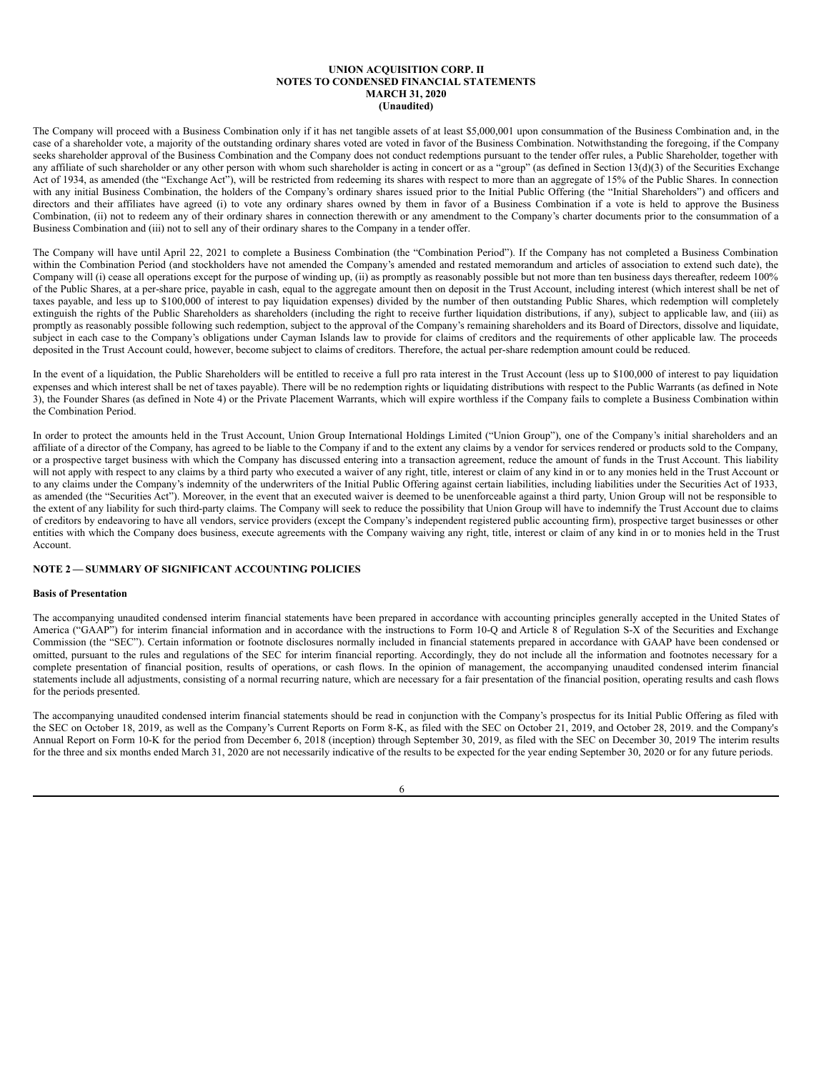The Company will proceed with a Business Combination only if it has net tangible assets of at least $5,000,001 upon consummation of the Business Combination and, in the case of a shareholder vote, a majority of the outstanding ordinary shares voted are voted in favor of the Business Combination. Notwithstanding the foregoing, if the Company seeks shareholder approval of the Business Combination and the Company does not conduct redemptions pursuant to the tender offer rules, a Public Shareholder, together with any affiliate of such shareholder or any other person with whom such shareholder is acting in concert or as a "group" (as defined in Section 13(d)(3) of the Securities Exchange Act of 1934, as amended (the "Exchange Act"), will be restricted from redeeming its shares with respect to more than an aggregate of 15% of the Public Shares. In connection with any initial Business Combination, the holders of the Company's ordinary shares issued prior to the Initial Public Offering (the "Initial Shareholders") and officers and directors and their affiliates have agreed (i) to vote any ordinary shares owned by them in favor of a Business Combination if a vote is held to approve the Business Combination, (ii) not to redeem any of their ordinary shares in connection therewith or any amendment to the Company's charter documents prior to the consummation of a Business Combination and (iii) not to sell any of their ordinary shares to the Company in a tender offer.

The Company will have until April 22, 2021 to complete a Business Combination (the "Combination Period"). If the Company has not completed a Business Combination within the Combination Period (and stockholders have not amended the Company's amended and restated memorandum and articles of association to extend such date), the Company will (i) cease all operations except for the purpose of winding up, (ii) as promptly as reasonably possible but not more than ten business days thereafter, redeem 100% of the Public Shares, at a per-share price, payable in cash, equal to the aggregate amount then on deposit in the Trust Account, including interest (which interest shall be net of taxes payable, and less up to $100,000 of interest to pay liquidation expenses) divided by the number of then outstanding Public Shares, which redemption will completely extinguish the rights of the Public Shareholders as shareholders (including the right to receive further liquidation distributions, if any), subject to applicable law, and (iii) as promptly as reasonably possible following such redemption, subject to the approval of the Company's remaining shareholders and its Board of Directors, dissolve and liquidate, subject in each case to the Company's obligations under Cayman Islands law to provide for claims of creditors and the requirements of other applicable law. The proceeds deposited in the Trust Account could, however, become subject to claims of creditors. Therefore, the actual per-share redemption amount could be reduced.

In the event of a liquidation, the Public Shareholders will be entitled to receive a full pro rata interest in the Trust Account (less up to $100,000 of interest to pay liquidation expenses and which interest shall be net of taxes payable). There will be no redemption rights or liquidating distributions with respect to the Public Warrants (as defined in Note 3), the Founder Shares (as defined in Note 4) or the Private Placement Warrants, which will expire worthless if the Company fails to complete a Business Combination within the Combination Period.

In order to protect the amounts held in the Trust Account, Union Group International Holdings Limited ("Union Group"), one of the Company's initial shareholders and an affiliate of a director of the Company, has agreed to be liable to the Company if and to the extent any claims by a vendor for services rendered or products sold to the Company, or a prospective target business with which the Company has discussed entering into a transaction agreement, reduce the amount of funds in the Trust Account. This liability will not apply with respect to any claims by a third party who executed a waiver of any right, title, interest or claim of any kind in or to any monies held in the Trust Account or to any claims under the Company's indemnity of the underwriters of the Initial Public Offering against certain liabilities, including liabilities under the Securities Act of 1933, as amended (the "Securities Act"). Moreover, in the event that an executed waiver is deemed to be unenforceable against a third party, Union Group will not be responsible to the extent of any liability for such third-party claims. The Company will seek to reduce the possibility that Union Group will have to indemnify the Trust Account due to claims of creditors by endeavoring to have all vendors, service providers (except the Company's independent registered public accounting firm), prospective target businesses or other entities with which the Company does business, execute agreements with the Company waiving any right, title, interest or claim of any kind in or to monies held in the Trust Account.

## NOTE 2 — SUMMARY OF SIGNIFICANT ACCOUNTING POLICIES

### Basis of Presentation

The accompanying unaudited condensed interim financial statements have been prepared in accordance with accounting principles generally accepted in the United States of America ("GAAP") for interim financial information and in accordance with the instructions to Form 10-Q and Article 8 of Regulation S-X of the Securities and Exchange Commission (the "SEC"). Certain information or footnote disclosures normally included in financial statements prepared in accordance with GAAP have been condensed or omitted, pursuant to the rules and regulations of the SEC for interim financial reporting. Accordingly, they do not include all the information and footnotes necessary for a complete presentation of financial position, results of operations, or cash flows. In the opinion of management, the accompanying unaudited condensed interim financial statements include all adjustments, consisting of a normal recurring nature, which are necessary for a fair presentation of the financial position, operating results and cash flows for the periods presented.

The accompanying unaudited condensed interim financial statements should be read in conjunction with the Company's prospectus for its Initial Public Offering as filed with the SEC on October 18, 2019, as well as the Company's Current Reports on Form 8-K, as filed with the SEC on October 21, 2019, and October 28, 2019. and the Company's Annual Report on Form 10-K for the period from December 6, 2018 (inception) through September 30, 2019, as filed with the SEC on December 30, 2019 The interim results for the three and six months ended March 31, 2020 are not necessarily indicative of the results to be expected for the year ending September 30, 2020 or for any future periods.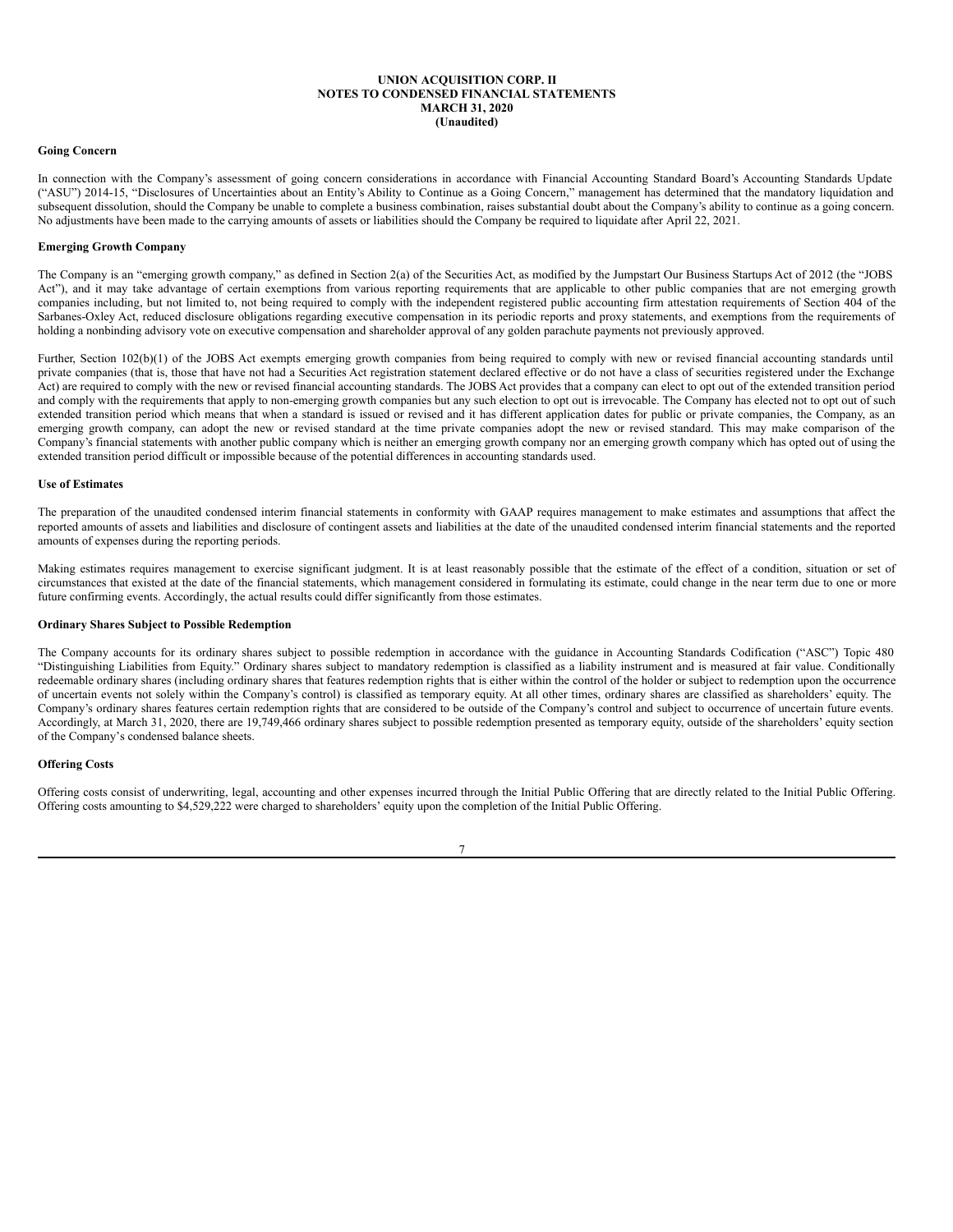**Going Concern**

In connection with the Company's assessment of going concern considerations in accordance with Financial Accounting Standard Board's Accounting Standards Update ("ASU") 2014-15, "Disclosures of Uncertainties about an Entity's Ability to Continue as a Going Concern," management has determined that the mandatory liquidation and subsequent dissolution, should the Company be unable to complete a business combination, raises substantial doubt about the Company's ability to continue as a going concern. No adjustments have been made to the carrying amounts of assets or liabilities should the Company be required to liquidate after April 22, 2021.

**Emerging Growth Company**

The Company is an "emerging growth company," as defined in Section 2(a) of the Securities Act, as modified by the Jumpstart Our Business Startups Act of 2012 (the "JOBS Act"), and it may take advantage of certain exemptions from various reporting requirements that are applicable to other public companies that are not emerging growth companies including, but not limited to, not being required to comply with the independent registered public accounting firm attestation requirements of Section 404 of the Sarbanes-Oxley Act, reduced disclosure obligations regarding executive compensation in its periodic reports and proxy statements, and exemptions from the requirements of holding a nonbinding advisory vote on executive compensation and shareholder approval of any golden parachute payments not previously approved.

Further, Section 102(b)(1) of the JOBS Act exempts emerging growth companies from being required to comply with new or revised financial accounting standards until private companies (that is, those that have not had a Securities Act registration statement declared effective or do not have a class of securities registered under the Exchange Act) are required to comply with the new or revised financial accounting standards. The JOBS Act provides that a company can elect to opt out of the extended transition period and comply with the requirements that apply to non-emerging growth companies but any such election to opt out is irrevocable. The Company has elected not to opt out of such extended transition period which means that when a standard is issued or revised and it has different application dates for public or private companies, the Company, as an emerging growth company, can adopt the new or revised standard at the time private companies adopt the new or revised standard. This may make comparison of the Company's financial statements with another public company which is neither an emerging growth company nor an emerging growth company which has opted out of using the extended transition period difficult or impossible because of the potential differences in accounting standards used.

**Use of Estimates**

The preparation of the unaudited condensed interim financial statements in conformity with GAAP requires management to make estimates and assumptions that affect the reported amounts of assets and liabilities and disclosure of contingent assets and liabilities at the date of the unaudited condensed interim financial statements and the reported amounts of expenses during the reporting periods.

Making estimates requires management to exercise significant judgment. It is at least reasonably possible that the estimate of the effect of a condition, situation or set of circumstances that existed at the date of the financial statements, which management considered in formulating its estimate, could change in the near term due to one or more future confirming events. Accordingly, the actual results could differ significantly from those estimates.

**Ordinary Shares Subject to Possible Redemption**

The Company accounts for its ordinary shares subject to possible redemption in accordance with the guidance in Accounting Standards Codification ("ASC") Topic 480 "Distinguishing Liabilities from Equity." Ordinary shares subject to mandatory redemption is classified as a liability instrument and is measured at fair value. Conditionally redeemable ordinary shares (including ordinary shares that features redemption rights that is either within the control of the holder or subject to redemption upon the occurrence of uncertain events not solely within the Company's control) is classified as temporary equity. At all other times, ordinary shares are classified as shareholders' equity. The Company's ordinary shares features certain redemption rights that are considered to be outside of the Company's control and subject to occurrence of uncertain future events. Accordingly, at March 31, 2020, there are 19,749,466 ordinary shares subject to possible redemption presented as temporary equity, outside of the shareholders' equity section of the Company's condensed balance sheets.

**Offering Costs**

Offering costs consist of underwriting, legal, accounting and other expenses incurred through the Initial Public Offering that are directly related to the Initial Public Offering. Offering costs amounting to $4,529,222 were charged to shareholders' equity upon the completion of the Initial Public Offering.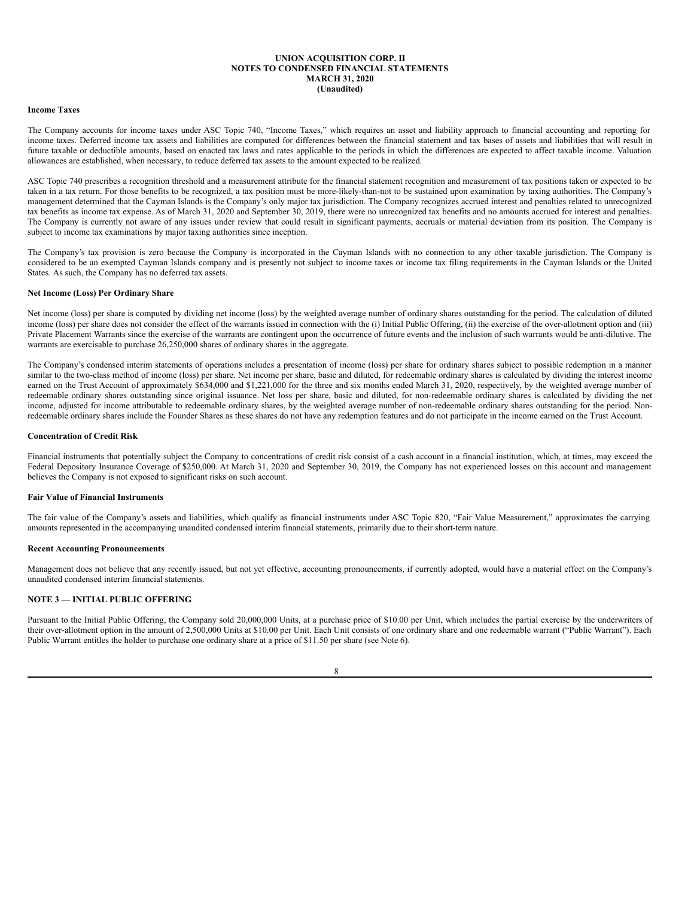**Income Taxes**

The Company accounts for income taxes under ASC Topic 740, "Income Taxes," which requires an asset and liability approach to financial accounting and reporting for income taxes. Deferred income tax assets and liabilities are computed for differences between the financial statement and tax bases of assets and liabilities that will result in future taxable or deductible amounts, based on enacted tax laws and rates applicable to the periods in which the differences are expected to affect taxable income. Valuation allowances are established, when necessary, to reduce deferred tax assets to the amount expected to be realized.

ASC Topic 740 prescribes a recognition threshold and a measurement attribute for the financial statement recognition and measurement of tax positions taken or expected to be taken in a tax return. For those benefits to be recognized, a tax position must be more-likely-than-not to be sustained upon examination by taxing authorities. The Company's management determined that the Cayman Islands is the Company's only major tax jurisdiction. The Company recognizes accrued interest and penalties related to unrecognized tax benefits as income tax expense. As of March 31, 2020 and September 30, 2019, there were no unrecognized tax benefits and no amounts accrued for interest and penalties. The Company is currently not aware of any issues under review that could result in significant payments, accruals or material deviation from its position. The Company is subject to income tax examinations by major taxing authorities since inception.

The Company's tax provision is zero because the Company is incorporated in the Cayman Islands with no connection to any other taxable jurisdiction. The Company is considered to be an exempted Cayman Islands company and is presently not subject to income taxes or income tax filing requirements in the Cayman Islands or the United States. As such, the Company has no deferred tax assets.

**Net Income (Loss) Per Ordinary Share**

Net income (loss) per share is computed by dividing net income (loss) by the weighted average number of ordinary shares outstanding for the period. The calculation of diluted income (loss) per share does not consider the effect of the warrants issued in connection with the (i) Initial Public Offering, (ii) the exercise of the over-allotment option and (iii) Private Placement Warrants since the exercise of the warrants are contingent upon the occurrence of future events and the inclusion of such warrants would be anti-dilutive. The warrants are exercisable to purchase 26,250,000 shares of ordinary shares in the aggregate.

The Company's condensed interim statements of operations includes a presentation of income (loss) per share for ordinary shares subject to possible redemption in a manner similar to the two-class method of income (loss) per share. Net income per share, basic and diluted, for redeemable ordinary shares is calculated by dividing the interest income earned on the Trust Account of approximately $634,000 and $1,221,000 for the three and six months ended March 31, 2020, respectively, by the weighted average number of redeemable ordinary shares outstanding since original issuance. Net loss per share, basic and diluted, for non-redeemable ordinary shares is calculated by dividing the net income, adjusted for income attributable to redeemable ordinary shares, by the weighted average number of non-redeemable ordinary shares outstanding for the period. Non-redeemable ordinary shares include the Founder Shares as these shares do not have any redemption features and do not participate in the income earned on the Trust Account.

**Concentration of Credit Risk**

Financial instruments that potentially subject the Company to concentrations of credit risk consist of a cash account in a financial institution, which, at times, may exceed the Federal Depository Insurance Coverage of $250,000. At March 31, 2020 and September 30, 2019, the Company has not experienced losses on this account and management believes the Company is not exposed to significant risks on such account.

**Fair Value of Financial Instruments**

The fair value of the Company's assets and liabilities, which qualify as financial instruments under ASC Topic 820, "Fair Value Measurement," approximates the carrying amounts represented in the accompanying unaudited condensed interim financial statements, primarily due to their short-term nature.

**Recent Accounting Pronouncements**

Management does not believe that any recently issued, but not yet effective, accounting pronouncements, if currently adopted, would have a material effect on the Company's unaudited condensed interim financial statements.

## NOTE 3 — INITIAL PUBLIC OFFERING

Pursuant to the Initial Public Offering, the Company sold 20,000,000 Units, at a purchase price of $10.00 per Unit, which includes the partial exercise by the underwriters of their over-allotment option in the amount of 2,500,000 Units at $10.00 per Unit. Each Unit consists of one ordinary share and one redeemable warrant ("Public Warrant"). Each Public Warrant entitles the holder to purchase one ordinary share at a price of $11.50 per share (see Note 6).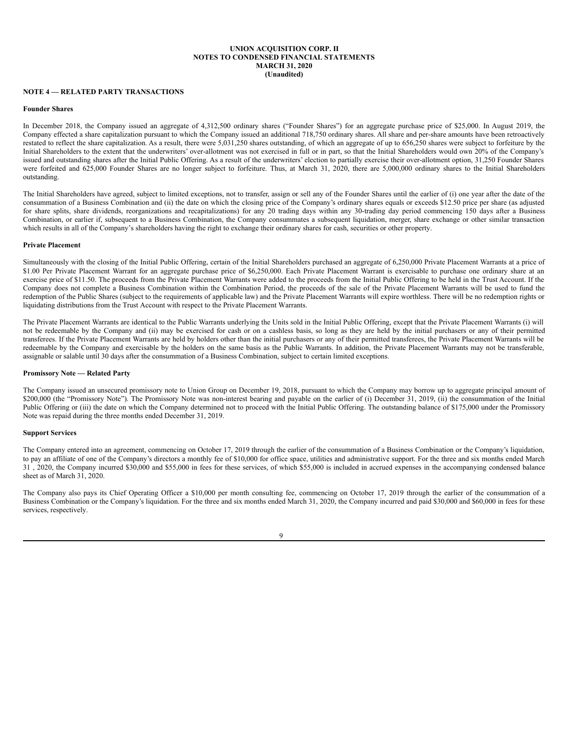### NOTE 4 — RELATED PARTY TRANSACTIONS

**Founder Shares**

In December 2018, the Company issued an aggregate of 4,312,500 ordinary shares ("Founder Shares") for an aggregate purchase price of $25,000. In August 2019, the Company effected a share capitalization pursuant to which the Company issued an additional 718,750 ordinary shares. All share and per-share amounts have been retroactively restated to reflect the share capitalization. As a result, there were 5,031,250 shares outstanding, of which an aggregate of up to 656,250 shares were subject to forfeiture by the Initial Shareholders to the extent that the underwriters' over-allotment was not exercised in full or in part, so that the Initial Shareholders would own 20% of the Company's issued and outstanding shares after the Initial Public Offering. As a result of the underwriters' election to partially exercise their over-allotment option, 31,250 Founder Shares were forfeited and 625,000 Founder Shares are no longer subject to forfeiture. Thus, at March 31, 2020, there are 5,000,000 ordinary shares to the Initial Shareholders outstanding.

The Initial Shareholders have agreed, subject to limited exceptions, not to transfer, assign or sell any of the Founder Shares until the earlier of (i) one year after the date of the consummation of a Business Combination and (ii) the date on which the closing price of the Company's ordinary shares equals or exceeds $12.50 price per share (as adjusted for share splits, share dividends, reorganizations and recapitalizations) for any 20 trading days within any 30-trading day period commencing 150 days after a Business Combination, or earlier if, subsequent to a Business Combination, the Company consummates a subsequent liquidation, merger, share exchange or other similar transaction which results in all of the Company's shareholders having the right to exchange their ordinary shares for cash, securities or other property.

**Private Placement**

Simultaneously with the closing of the Initial Public Offering, certain of the Initial Shareholders purchased an aggregate of 6,250,000 Private Placement Warrants at a price of $1.00 Per Private Placement Warrant for an aggregate purchase price of $6,250,000. Each Private Placement Warrant is exercisable to purchase one ordinary share at an exercise price of $11.50. The proceeds from the Private Placement Warrants were added to the proceeds from the Initial Public Offering to be held in the Trust Account. If the Company does not complete a Business Combination within the Combination Period, the proceeds of the sale of the Private Placement Warrants will be used to fund the redemption of the Public Shares (subject to the requirements of applicable law) and the Private Placement Warrants will expire worthless. There will be no redemption rights or liquidating distributions from the Trust Account with respect to the Private Placement Warrants.

The Private Placement Warrants are identical to the Public Warrants underlying the Units sold in the Initial Public Offering, except that the Private Placement Warrants (i) will not be redeemable by the Company and (ii) may be exercised for cash or on a cashless basis, so long as they are held by the initial purchasers or any of their permitted transferees. If the Private Placement Warrants are held by holders other than the initial purchasers or any of their permitted transferees, the Private Placement Warrants will be redeemable by the Company and exercisable by the holders on the same basis as the Public Warrants. In addition, the Private Placement Warrants may not be transferable, assignable or salable until 30 days after the consummation of a Business Combination, subject to certain limited exceptions.

**Promissory Note — Related Party**

The Company issued an unsecured promissory note to Union Group on December 19, 2018, pursuant to which the Company may borrow up to aggregate principal amount of $200,000 (the "Promissory Note"). The Promissory Note was non-interest bearing and payable on the earlier of (i) December 31, 2019, (ii) the consummation of the Initial Public Offering or (iii) the date on which the Company determined not to proceed with the Initial Public Offering. The outstanding balance of $175,000 under the Promissory Note was repaid during the three months ended December 31, 2019.

**Support Services**

The Company entered into an agreement, commencing on October 17, 2019 through the earlier of the consummation of a Business Combination or the Company's liquidation, to pay an affiliate of one of the Company's directors a monthly fee of $10,000 for office space, utilities and administrative support. For the three and six months ended March 31 , 2020, the Company incurred $30,000 and $55,000 in fees for these services, of which $55,000 is included in accrued expenses in the accompanying condensed balance sheet as of March 31, 2020.

The Company also pays its Chief Operating Officer a $10,000 per month consulting fee, commencing on October 17, 2019 through the earlier of the consummation of a Business Combination or the Company's liquidation. For the three and six months ended March 31, 2020, the Company incurred and paid $30,000 and $60,000 in fees for these services, respectively.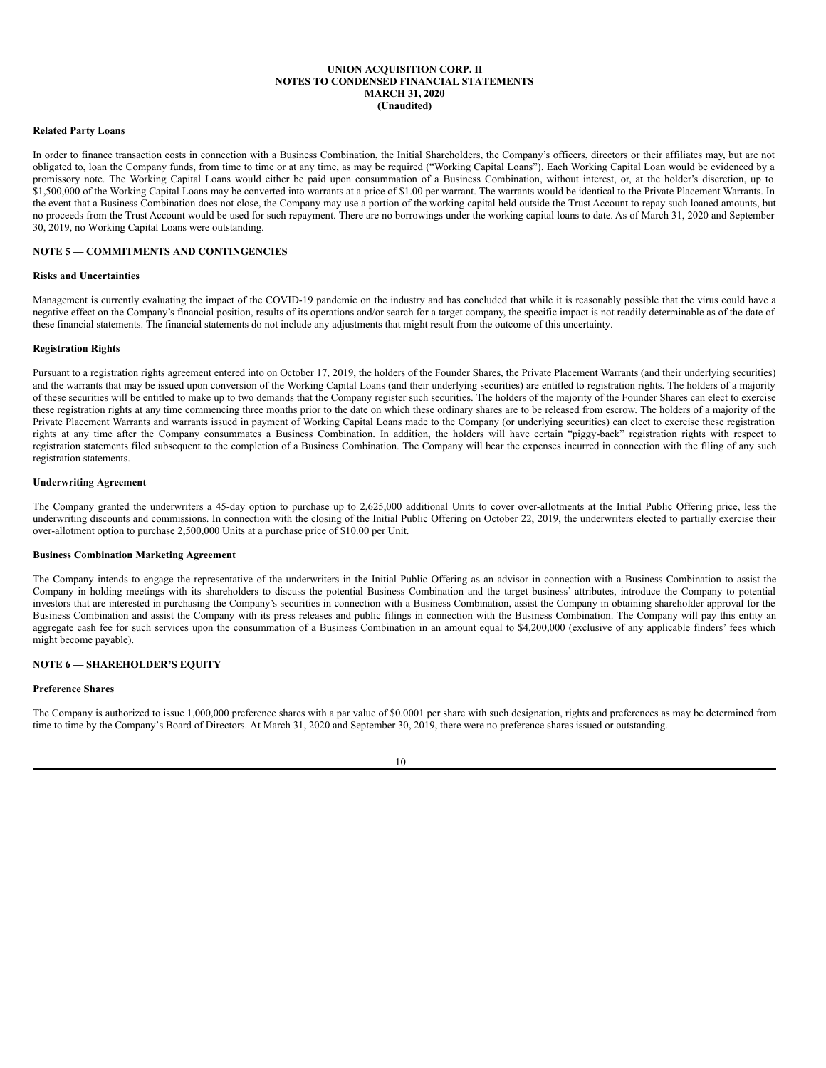**Related Party Loans**

In order to finance transaction costs in connection with a Business Combination, the Initial Shareholders, the Company's officers, directors or their affiliates may, but are not obligated to, loan the Company funds, from time to time or at any time, as may be required ("Working Capital Loans"). Each Working Capital Loan would be evidenced by a promissory note. The Working Capital Loans would either be paid upon consummation of a Business Combination, without interest, or, at the holder's discretion, up to $1,500,000 of the Working Capital Loans may be converted into warrants at a price of $1.00 per warrant. The warrants would be identical to the Private Placement Warrants. In the event that a Business Combination does not close, the Company may use a portion of the working capital held outside the Trust Account to repay such loaned amounts, but no proceeds from the Trust Account would be used for such repayment. There are no borrowings under the working capital loans to date. As of March 31, 2020 and September 30, 2019, no Working Capital Loans were outstanding.

## NOTE 5 — COMMITMENTS AND CONTINGENCIES

**Risks and Uncertainties**

Management is currently evaluating the impact of the COVID-19 pandemic on the industry and has concluded that while it is reasonably possible that the virus could have a negative effect on the Company's financial position, results of its operations and/or search for a target company, the specific impact is not readily determinable as of the date of these financial statements. The financial statements do not include any adjustments that might result from the outcome of this uncertainty.

**Registration Rights**

Pursuant to a registration rights agreement entered into on October 17, 2019, the holders of the Founder Shares, the Private Placement Warrants (and their underlying securities) and the warrants that may be issued upon conversion of the Working Capital Loans (and their underlying securities) are entitled to registration rights. The holders of a majority of these securities will be entitled to make up to two demands that the Company register such securities. The holders of the majority of the Founder Shares can elect to exercise these registration rights at any time commencing three months prior to the date on which these ordinary shares are to be released from escrow. The holders of a majority of the Private Placement Warrants and warrants issued in payment of Working Capital Loans made to the Company (or underlying securities) can elect to exercise these registration rights at any time after the Company consummates a Business Combination. In addition, the holders will have certain "piggy-back" registration rights with respect to registration statements filed subsequent to the completion of a Business Combination. The Company will bear the expenses incurred in connection with the filing of any such registration statements.

**Underwriting Agreement**

The Company granted the underwriters a 45-day option to purchase up to 2,625,000 additional Units to cover over-allotments at the Initial Public Offering price, less the underwriting discounts and commissions. In connection with the closing of the Initial Public Offering on October 22, 2019, the underwriters elected to partially exercise their over-allotment option to purchase 2,500,000 Units at a purchase price of $10.00 per Unit.

**Business Combination Marketing Agreement**

The Company intends to engage the representative of the underwriters in the Initial Public Offering as an advisor in connection with a Business Combination to assist the Company in holding meetings with its shareholders to discuss the potential Business Combination and the target business' attributes, introduce the Company to potential investors that are interested in purchasing the Company's securities in connection with a Business Combination, assist the Company in obtaining shareholder approval for the Business Combination and assist the Company with its press releases and public filings in connection with the Business Combination. The Company will pay this entity an aggregate cash fee for such services upon the consummation of a Business Combination in an amount equal to $4,200,000 (exclusive of any applicable finders' fees which might become payable).

## NOTE 6 — SHAREHOLDER'S EQUITY

**Preference Shares**

The Company is authorized to issue 1,000,000 preference shares with a par value of $0.0001 per share with such designation, rights and preferences as may be determined from time to time by the Company's Board of Directors. At March 31, 2020 and September 30, 2019, there were no preference shares issued or outstanding.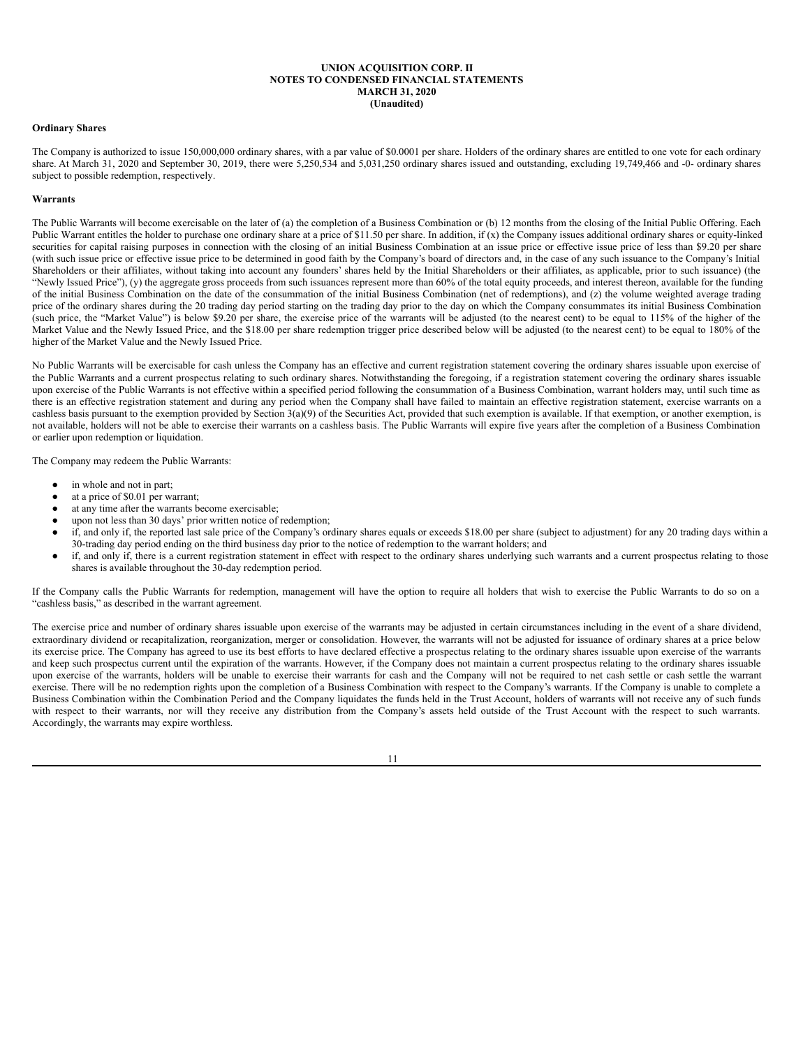**UNION ACQUISITION CORP. II**
**NOTES TO CONDENSED FINANCIAL STATEMENTS**
**MARCH 31, 2020**
**(Unaudited)**

**Ordinary Shares**

The Company is authorized to issue 150,000,000 ordinary shares, with a par value of $0.0001 per share. Holders of the ordinary shares are entitled to one vote for each ordinary share. At March 31, 2020 and September 30, 2019, there were 5,250,534 and 5,031,250 ordinary shares issued and outstanding, excluding 19,749,466 and -0- ordinary shares subject to possible redemption, respectively.

**Warrants**

The Public Warrants will become exercisable on the later of (a) the completion of a Business Combination or (b) 12 months from the closing of the Initial Public Offering. Each Public Warrant entitles the holder to purchase one ordinary share at a price of $11.50 per share. In addition, if (x) the Company issues additional ordinary shares or equity-linked securities for capital raising purposes in connection with the closing of an initial Business Combination at an issue price or effective issue price of less than $9.20 per share (with such issue price or effective issue price to be determined in good faith by the Company's board of directors and, in the case of any such issuance to the Company's Initial Shareholders or their affiliates, without taking into account any founders' shares held by the Initial Shareholders or their affiliates, as applicable, prior to such issuance) (the "Newly Issued Price"), (y) the aggregate gross proceeds from such issuances represent more than 60% of the total equity proceeds, and interest thereon, available for the funding of the initial Business Combination on the date of the consummation of the initial Business Combination (net of redemptions), and (z) the volume weighted average trading price of the ordinary shares during the 20 trading day period starting on the trading day prior to the day on which the Company consummates its initial Business Combination (such price, the "Market Value") is below $9.20 per share, the exercise price of the warrants will be adjusted (to the nearest cent) to be equal to 115% of the higher of the Market Value and the Newly Issued Price, and the $18.00 per share redemption trigger price described below will be adjusted (to the nearest cent) to be equal to 180% of the higher of the Market Value and the Newly Issued Price.

No Public Warrants will be exercisable for cash unless the Company has an effective and current registration statement covering the ordinary shares issuable upon exercise of the Public Warrants and a current prospectus relating to such ordinary shares. Notwithstanding the foregoing, if a registration statement covering the ordinary shares issuable upon exercise of the Public Warrants is not effective within a specified period following the consummation of a Business Combination, warrant holders may, until such time as there is an effective registration statement and during any period when the Company shall have failed to maintain an effective registration statement, exercise warrants on a cashless basis pursuant to the exemption provided by Section 3(a)(9) of the Securities Act, provided that such exemption is available. If that exemption, or another exemption, is not available, holders will not be able to exercise their warrants on a cashless basis. The Public Warrants will expire five years after the completion of a Business Combination or earlier upon redemption or liquidation.

The Company may redeem the Public Warrants:

- in whole and not in part;
- at a price of $0.01 per warrant;
- at any time after the warrants become exercisable;
- upon not less than 30 days' prior written notice of redemption;
- if, and only if, the reported last sale price of the Company's ordinary shares equals or exceeds $18.00 per share (subject to adjustment) for any 20 trading days within a 30-trading day period ending on the third business day prior to the notice of redemption to the warrant holders; and
- if, and only if, there is a current registration statement in effect with respect to the ordinary shares underlying such warrants and a current prospectus relating to those shares is available throughout the 30-day redemption period.

If the Company calls the Public Warrants for redemption, management will have the option to require all holders that wish to exercise the Public Warrants to do so on a "cashless basis," as described in the warrant agreement.

The exercise price and number of ordinary shares issuable upon exercise of the warrants may be adjusted in certain circumstances including in the event of a share dividend, extraordinary dividend or recapitalization, reorganization, merger or consolidation. However, the warrants will not be adjusted for issuance of ordinary shares at a price below its exercise price. The Company has agreed to use its best efforts to have declared effective a prospectus relating to the ordinary shares issuable upon exercise of the warrants and keep such prospectus current until the expiration of the warrants. However, if the Company does not maintain a current prospectus relating to the ordinary shares issuable upon exercise of the warrants, holders will be unable to exercise their warrants for cash and the Company will not be required to net cash settle or cash settle the warrant exercise. There will be no redemption rights upon the completion of a Business Combination with respect to the Company's warrants. If the Company is unable to complete a Business Combination within the Combination Period and the Company liquidates the funds held in the Trust Account, holders of warrants will not receive any of such funds with respect to their warrants, nor will they receive any distribution from the Company's assets held outside of the Trust Account with the respect to such warrants. Accordingly, the warrants may expire worthless.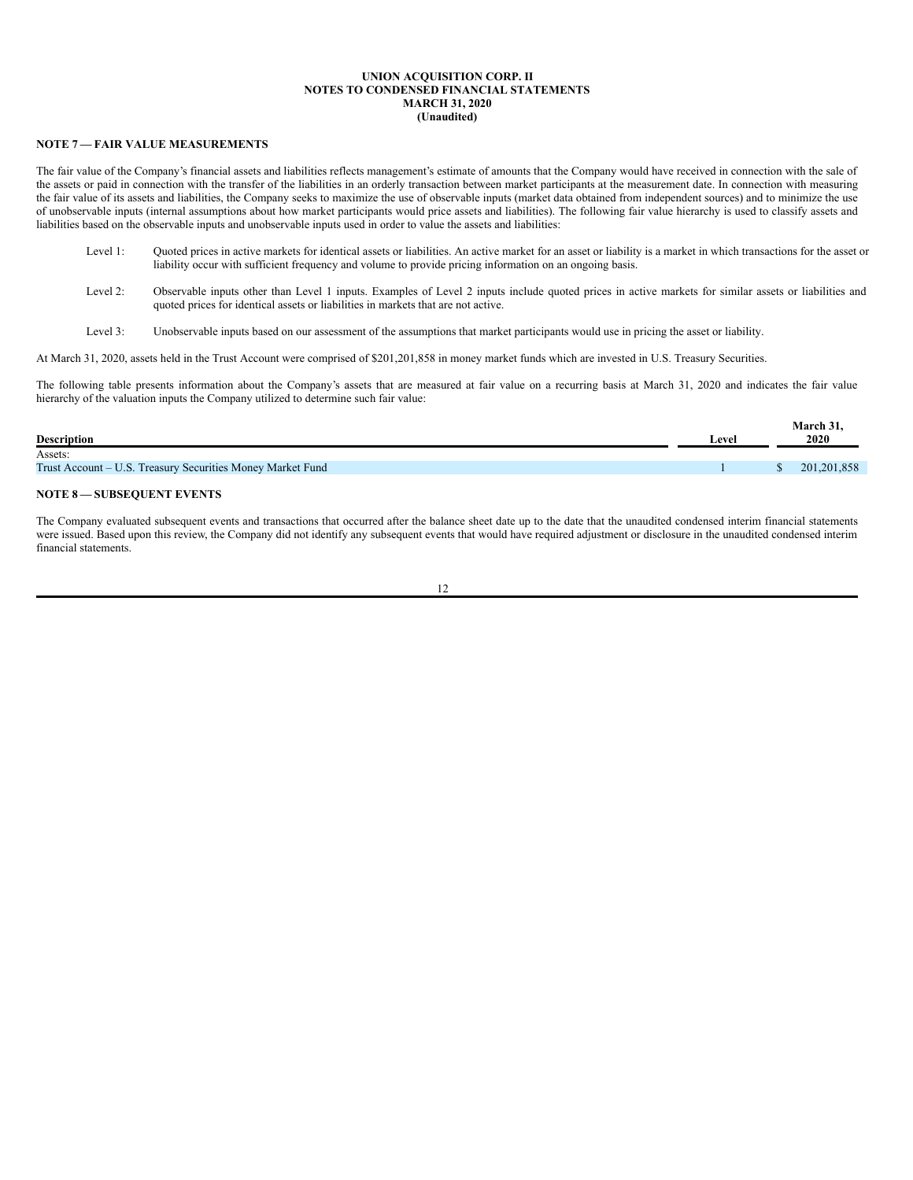**UNION ACQUISITION CORP. II**
**NOTES TO CONDENSED FINANCIAL STATEMENTS**
**MARCH 31, 2020**
**(Unaudited)**

## NOTE 7 — FAIR VALUE MEASUREMENTS

The fair value of the Company's financial assets and liabilities reflects management's estimate of amounts that the Company would have received in connection with the sale of the assets or paid in connection with the transfer of the liabilities in an orderly transaction between market participants at the measurement date. In connection with measuring the fair value of its assets and liabilities, the Company seeks to maximize the use of observable inputs (market data obtained from independent sources) and to minimize the use of unobservable inputs (internal assumptions about how market participants would price assets and liabilities). The following fair value hierarchy is used to classify assets and liabilities based on the observable inputs and unobservable inputs used in order to value the assets and liabilities:

- Level 1: Quoted prices in active markets for identical assets or liabilities. An active market for an asset or liability is a market in which transactions for the asset or liability occur with sufficient frequency and volume to provide pricing information on an ongoing basis.
- Level 2: Observable inputs other than Level 1 inputs. Examples of Level 2 inputs include quoted prices in active markets for similar assets or liabilities and quoted prices for identical assets or liabilities in markets that are not active.
- Level 3: Unobservable inputs based on our assessment of the assumptions that market participants would use in pricing the asset or liability.

At March 31, 2020, assets held in the Trust Account were comprised of $201,201,858 in money market funds which are invested in U.S. Treasury Securities.

The following table presents information about the Company's assets that are measured at fair value on a recurring basis at March 31, 2020 and indicates the fair value hierarchy of the valuation inputs the Company utilized to determine such fair value:

| Description | Level | March 31, 2020 |
|---|---|---|
| Assets: | | |
| Trust Account – U.S. Treasury Securities Money Market Fund | 1 | $ 201,201,858 |

## NOTE 8 — SUBSEQUENT EVENTS

The Company evaluated subsequent events and transactions that occurred after the balance sheet date up to the date that the unaudited condensed interim financial statements were issued. Based upon this review, the Company did not identify any subsequent events that would have required adjustment or disclosure in the unaudited condensed interim financial statements.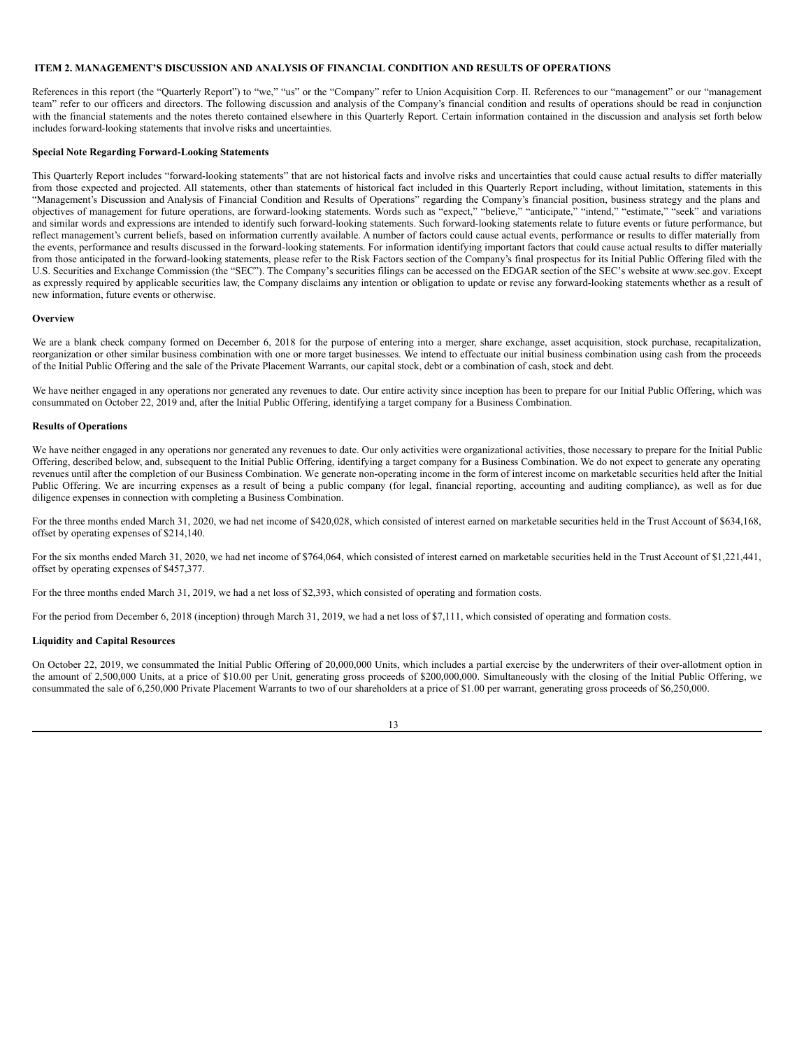## ITEM 2. MANAGEMENT'S DISCUSSION AND ANALYSIS OF FINANCIAL CONDITION AND RESULTS OF OPERATIONS

References in this report (the "Quarterly Report") to "we," "us" or the "Company" refer to Union Acquisition Corp. II. References to our "management" or our "management team" refer to our officers and directors. The following discussion and analysis of the Company's financial condition and results of operations should be read in conjunction with the financial statements and the notes thereto contained elsewhere in this Quarterly Report. Certain information contained in the discussion and analysis set forth below includes forward-looking statements that involve risks and uncertainties.

**Special Note Regarding Forward-Looking Statements**

This Quarterly Report includes "forward-looking statements" that are not historical facts and involve risks and uncertainties that could cause actual results to differ materially from those expected and projected. All statements, other than statements of historical fact included in this Quarterly Report including, without limitation, statements in this "Management's Discussion and Analysis of Financial Condition and Results of Operations" regarding the Company's financial position, business strategy and the plans and objectives of management for future operations, are forward-looking statements. Words such as "expect," "believe," "anticipate," "intend," "estimate," "seek" and variations and similar words and expressions are intended to identify such forward-looking statements. Such forward-looking statements relate to future events or future performance, but reflect management's current beliefs, based on information currently available. A number of factors could cause actual events, performance or results to differ materially from the events, performance and results discussed in the forward-looking statements. For information identifying important factors that could cause actual results to differ materially from those anticipated in the forward-looking statements, please refer to the Risk Factors section of the Company's final prospectus for its Initial Public Offering filed with the U.S. Securities and Exchange Commission (the "SEC"). The Company's securities filings can be accessed on the EDGAR section of the SEC's website at www.sec.gov. Except as expressly required by applicable securities law, the Company disclaims any intention or obligation to update or revise any forward-looking statements whether as a result of new information, future events or otherwise.

**Overview**

We are a blank check company formed on December 6, 2018 for the purpose of entering into a merger, share exchange, asset acquisition, stock purchase, recapitalization, reorganization or other similar business combination with one or more target businesses. We intend to effectuate our initial business combination using cash from the proceeds of the Initial Public Offering and the sale of the Private Placement Warrants, our capital stock, debt or a combination of cash, stock and debt.

We have neither engaged in any operations nor generated any revenues to date. Our entire activity since inception has been to prepare for our Initial Public Offering, which was consummated on October 22, 2019 and, after the Initial Public Offering, identifying a target company for a Business Combination.

**Results of Operations**

We have neither engaged in any operations nor generated any revenues to date. Our only activities were organizational activities, those necessary to prepare for the Initial Public Offering, described below, and, subsequent to the Initial Public Offering, identifying a target company for a Business Combination. We do not expect to generate any operating revenues until after the completion of our Business Combination. We generate non-operating income in the form of interest income on marketable securities held after the Initial Public Offering. We are incurring expenses as a result of being a public company (for legal, financial reporting, accounting and auditing compliance), as well as for due diligence expenses in connection with completing a Business Combination.

For the three months ended March 31, 2020, we had net income of $420,028, which consisted of interest earned on marketable securities held in the Trust Account of $634,168, offset by operating expenses of $214,140.

For the six months ended March 31, 2020, we had net income of $764,064, which consisted of interest earned on marketable securities held in the Trust Account of $1,221,441, offset by operating expenses of $457,377.

For the three months ended March 31, 2019, we had a net loss of $2,393, which consisted of operating and formation costs.

For the period from December 6, 2018 (inception) through March 31, 2019, we had a net loss of $7,111, which consisted of operating and formation costs.

**Liquidity and Capital Resources**

On October 22, 2019, we consummated the Initial Public Offering of 20,000,000 Units, which includes a partial exercise by the underwriters of their over-allotment option in the amount of 2,500,000 Units, at a price of $10.00 per Unit, generating gross proceeds of $200,000,000. Simultaneously with the closing of the Initial Public Offering, we consummated the sale of 6,250,000 Private Placement Warrants to two of our shareholders at a price of $1.00 per warrant, generating gross proceeds of $6,250,000.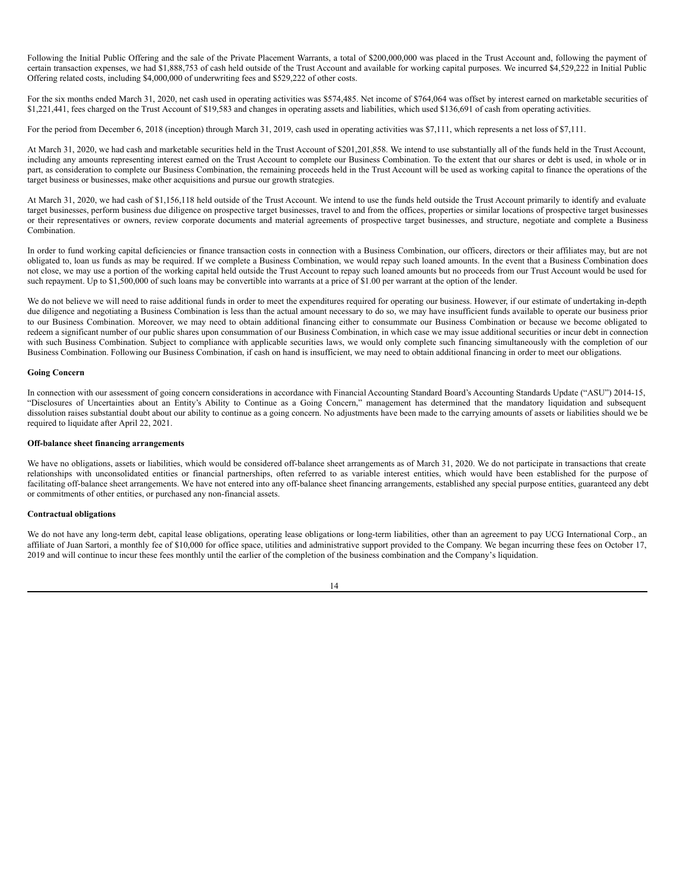Following the Initial Public Offering and the sale of the Private Placement Warrants, a total of $200,000,000 was placed in the Trust Account and, following the payment of certain transaction expenses, we had $1,888,753 of cash held outside of the Trust Account and available for working capital purposes. We incurred $4,529,222 in Initial Public Offering related costs, including $4,000,000 of underwriting fees and $529,222 of other costs.

For the six months ended March 31, 2020, net cash used in operating activities was $574,485. Net income of $764,064 was offset by interest earned on marketable securities of $1,221,441, fees charged on the Trust Account of $19,583 and changes in operating assets and liabilities, which used $136,691 of cash from operating activities.

For the period from December 6, 2018 (inception) through March 31, 2019, cash used in operating activities was $7,111, which represents a net loss of $7,111.

At March 31, 2020, we had cash and marketable securities held in the Trust Account of $201,201,858. We intend to use substantially all of the funds held in the Trust Account, including any amounts representing interest earned on the Trust Account to complete our Business Combination. To the extent that our shares or debt is used, in whole or in part, as consideration to complete our Business Combination, the remaining proceeds held in the Trust Account will be used as working capital to finance the operations of the target business or businesses, make other acquisitions and pursue our growth strategies.

At March 31, 2020, we had cash of $1,156,118 held outside of the Trust Account. We intend to use the funds held outside the Trust Account primarily to identify and evaluate target businesses, perform business due diligence on prospective target businesses, travel to and from the offices, properties or similar locations of prospective target businesses or their representatives or owners, review corporate documents and material agreements of prospective target businesses, and structure, negotiate and complete a Business Combination.

In order to fund working capital deficiencies or finance transaction costs in connection with a Business Combination, our officers, directors or their affiliates may, but are not obligated to, loan us funds as may be required. If we complete a Business Combination, we would repay such loaned amounts. In the event that a Business Combination does not close, we may use a portion of the working capital held outside the Trust Account to repay such loaned amounts but no proceeds from our Trust Account would be used for such repayment. Up to $1,500,000 of such loans may be convertible into warrants at a price of $1.00 per warrant at the option of the lender.

We do not believe we will need to raise additional funds in order to meet the expenditures required for operating our business. However, if our estimate of undertaking in-depth due diligence and negotiating a Business Combination is less than the actual amount necessary to do so, we may have insufficient funds available to operate our business prior to our Business Combination. Moreover, we may need to obtain additional financing either to consummate our Business Combination or because we become obligated to redeem a significant number of our public shares upon consummation of our Business Combination, in which case we may issue additional securities or incur debt in connection with such Business Combination. Subject to compliance with applicable securities laws, we would only complete such financing simultaneously with the completion of our Business Combination. Following our Business Combination, if cash on hand is insufficient, we may need to obtain additional financing in order to meet our obligations.

**Going Concern**

In connection with our assessment of going concern considerations in accordance with Financial Accounting Standard Board's Accounting Standards Update ("ASU") 2014-15, "Disclosures of Uncertainties about an Entity's Ability to Continue as a Going Concern," management has determined that the mandatory liquidation and subsequent dissolution raises substantial doubt about our ability to continue as a going concern. No adjustments have been made to the carrying amounts of assets or liabilities should we be required to liquidate after April 22, 2021.

**Off-balance sheet financing arrangements**

We have no obligations, assets or liabilities, which would be considered off-balance sheet arrangements as of March 31, 2020. We do not participate in transactions that create relationships with unconsolidated entities or financial partnerships, often referred to as variable interest entities, which would have been established for the purpose of facilitating off-balance sheet arrangements. We have not entered into any off-balance sheet financing arrangements, established any special purpose entities, guaranteed any debt or commitments of other entities, or purchased any non-financial assets.

**Contractual obligations**

We do not have any long-term debt, capital lease obligations, operating lease obligations or long-term liabilities, other than an agreement to pay UCG International Corp., an affiliate of Juan Sartori, a monthly fee of $10,000 for office space, utilities and administrative support provided to the Company. We began incurring these fees on October 17, 2019 and will continue to incur these fees monthly until the earlier of the completion of the business combination and the Company's liquidation.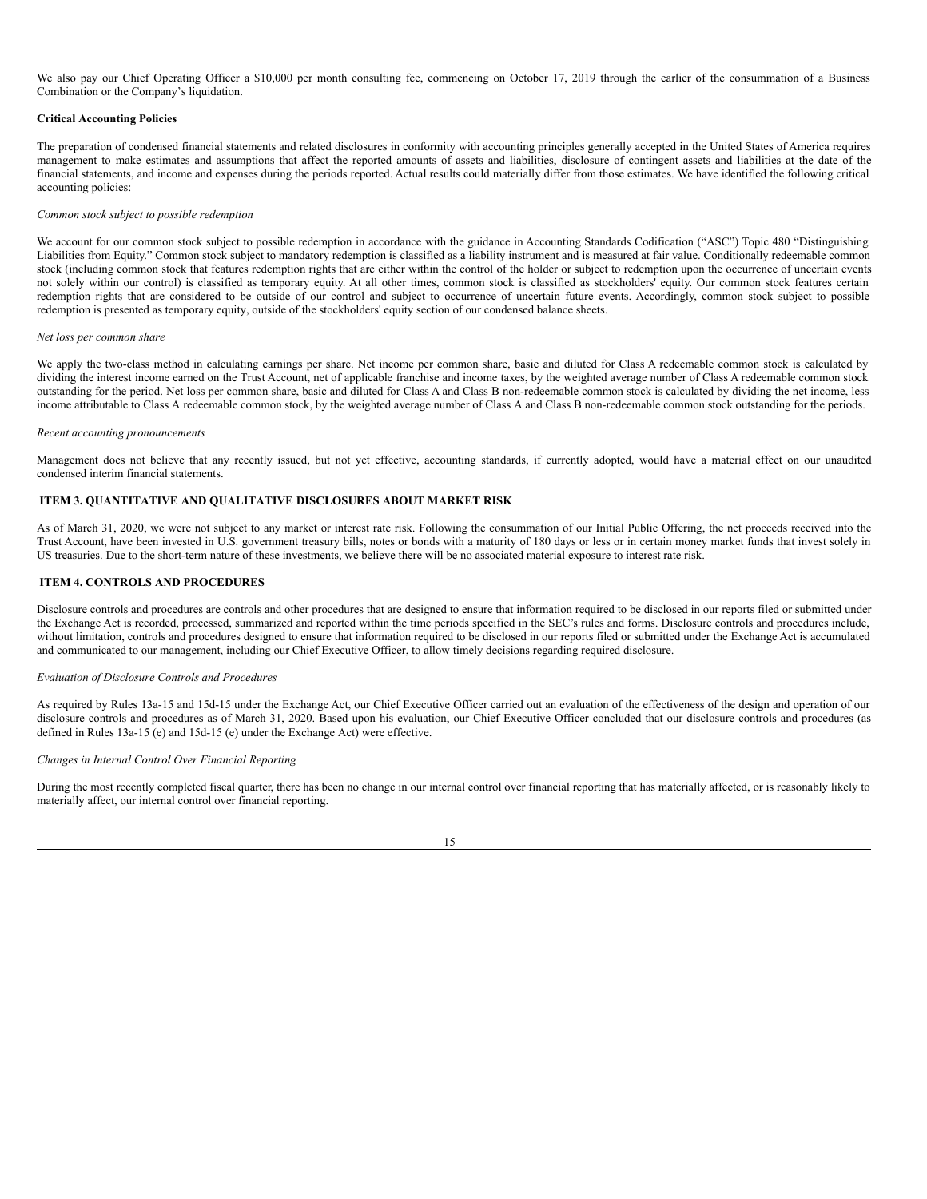We also pay our Chief Operating Officer a $10,000 per month consulting fee, commencing on October 17, 2019 through the earlier of the consummation of a Business Combination or the Company's liquidation.

**Critical Accounting Policies**

The preparation of condensed financial statements and related disclosures in conformity with accounting principles generally accepted in the United States of America requires management to make estimates and assumptions that affect the reported amounts of assets and liabilities, disclosure of contingent assets and liabilities at the date of the financial statements, and income and expenses during the periods reported. Actual results could materially differ from those estimates. We have identified the following critical accounting policies:

*Common stock subject to possible redemption*

We account for our common stock subject to possible redemption in accordance with the guidance in Accounting Standards Codification ("ASC") Topic 480 "Distinguishing Liabilities from Equity." Common stock subject to mandatory redemption is classified as a liability instrument and is measured at fair value. Conditionally redeemable common stock (including common stock that features redemption rights that are either within the control of the holder or subject to redemption upon the occurrence of uncertain events not solely within our control) is classified as temporary equity. At all other times, common stock is classified as stockholders' equity. Our common stock features certain redemption rights that are considered to be outside of our control and subject to occurrence of uncertain future events. Accordingly, common stock subject to possible redemption is presented as temporary equity, outside of the stockholders' equity section of our condensed balance sheets.

*Net loss per common share*

We apply the two-class method in calculating earnings per share. Net income per common share, basic and diluted for Class A redeemable common stock is calculated by dividing the interest income earned on the Trust Account, net of applicable franchise and income taxes, by the weighted average number of Class A redeemable common stock outstanding for the period. Net loss per common share, basic and diluted for Class A and Class B non-redeemable common stock is calculated by dividing the net income, less income attributable to Class A redeemable common stock, by the weighted average number of Class A and Class B non-redeemable common stock outstanding for the periods.

*Recent accounting pronouncements*

Management does not believe that any recently issued, but not yet effective, accounting standards, if currently adopted, would have a material effect on our unaudited condensed interim financial statements.

## ITEM 3. QUANTITATIVE AND QUALITATIVE DISCLOSURES ABOUT MARKET RISK

As of March 31, 2020, we were not subject to any market or interest rate risk. Following the consummation of our Initial Public Offering, the net proceeds received into the Trust Account, have been invested in U.S. government treasury bills, notes or bonds with a maturity of 180 days or less or in certain money market funds that invest solely in US treasuries. Due to the short-term nature of these investments, we believe there will be no associated material exposure to interest rate risk.

## ITEM 4. CONTROLS AND PROCEDURES

Disclosure controls and procedures are controls and other procedures that are designed to ensure that information required to be disclosed in our reports filed or submitted under the Exchange Act is recorded, processed, summarized and reported within the time periods specified in the SEC's rules and forms. Disclosure controls and procedures include, without limitation, controls and procedures designed to ensure that information required to be disclosed in our reports filed or submitted under the Exchange Act is accumulated and communicated to our management, including our Chief Executive Officer, to allow timely decisions regarding required disclosure.

*Evaluation of Disclosure Controls and Procedures*

As required by Rules 13a-15 and 15d-15 under the Exchange Act, our Chief Executive Officer carried out an evaluation of the effectiveness of the design and operation of our disclosure controls and procedures as of March 31, 2020. Based upon his evaluation, our Chief Executive Officer concluded that our disclosure controls and procedures (as defined in Rules 13a-15 (e) and 15d-15 (e) under the Exchange Act) were effective.

*Changes in Internal Control Over Financial Reporting*

During the most recently completed fiscal quarter, there has been no change in our internal control over financial reporting that has materially affected, or is reasonably likely to materially affect, our internal control over financial reporting.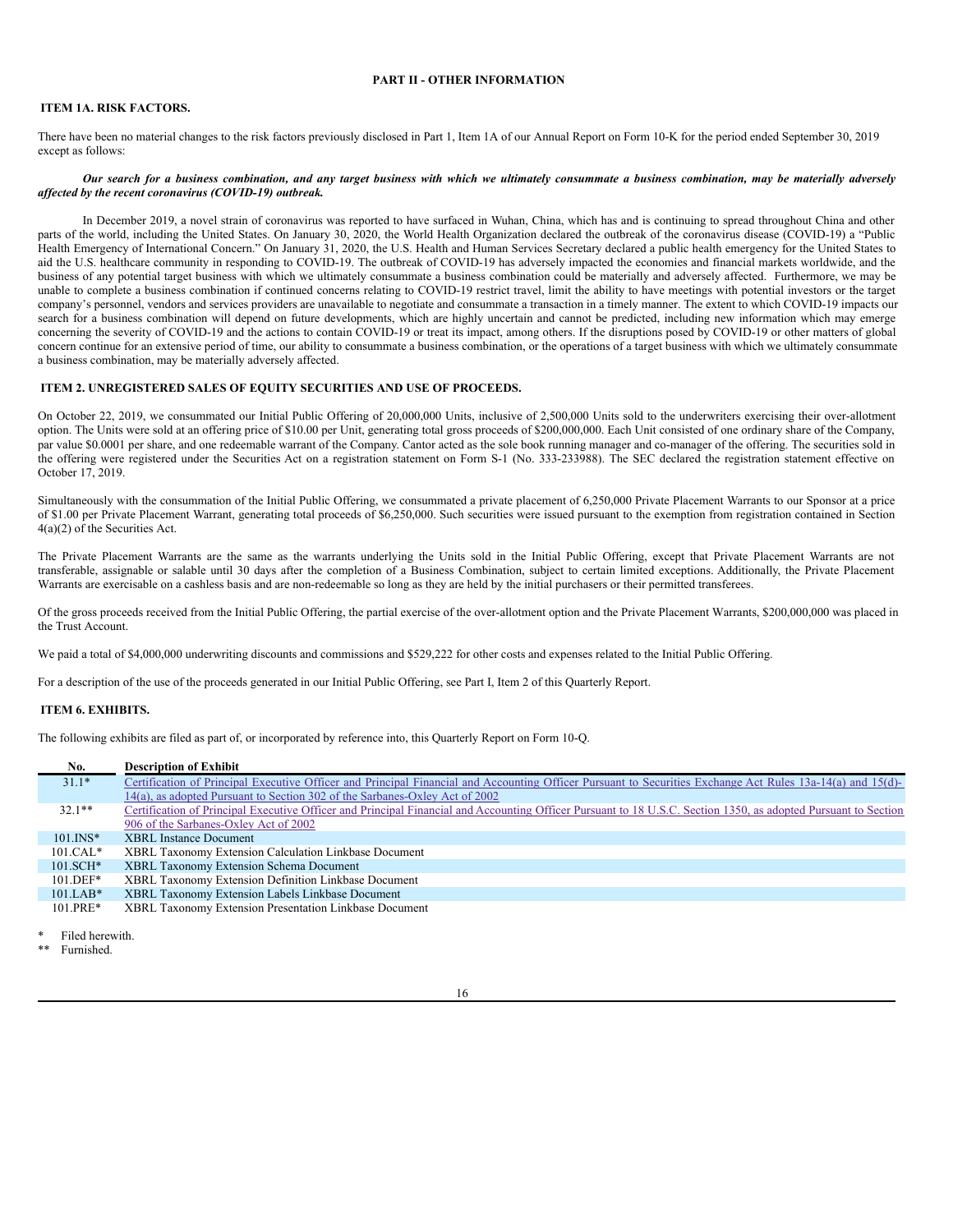## PART II - OTHER INFORMATION

### ITEM 1A. RISK FACTORS.

There have been no material changes to the risk factors previously disclosed in Part 1, Item 1A of our Annual Report on Form 10-K for the period ended September 30, 2019 except as follows:

***Our search for a business combination, and any target business with which we ultimately consummate a business combination, may be materially adversely affected by the recent coronavirus (COVID-19) outbreak.***

In December 2019, a novel strain of coronavirus was reported to have surfaced in Wuhan, China, which has and is continuing to spread throughout China and other parts of the world, including the United States. On January 30, 2020, the World Health Organization declared the outbreak of the coronavirus disease (COVID-19) a "Public Health Emergency of International Concern." On January 31, 2020, the U.S. Health and Human Services Secretary declared a public health emergency for the United States to aid the U.S. healthcare community in responding to COVID-19. The outbreak of COVID-19 has adversely impacted the economies and financial markets worldwide, and the business of any potential target business with which we ultimately consummate a business combination could be materially and adversely affected. Furthermore, we may be unable to complete a business combination if continued concerns relating to COVID-19 restrict travel, limit the ability to have meetings with potential investors or the target company's personnel, vendors and services providers are unavailable to negotiate and consummate a transaction in a timely manner. The extent to which COVID-19 impacts our search for a business combination will depend on future developments, which are highly uncertain and cannot be predicted, including new information which may emerge concerning the severity of COVID-19 and the actions to contain COVID-19 or treat its impact, among others. If the disruptions posed by COVID-19 or other matters of global concern continue for an extensive period of time, our ability to consummate a business combination, or the operations of a target business with which we ultimately consummate a business combination, may be materially adversely affected.

### ITEM 2. UNREGISTERED SALES OF EQUITY SECURITIES AND USE OF PROCEEDS.

On October 22, 2019, we consummated our Initial Public Offering of 20,000,000 Units, inclusive of 2,500,000 Units sold to the underwriters exercising their over-allotment option. The Units were sold at an offering price of $10.00 per Unit, generating total gross proceeds of $200,000,000. Each Unit consisted of one ordinary share of the Company, par value $0.0001 per share, and one redeemable warrant of the Company. Cantor acted as the sole book running manager and co-manager of the offering. The securities sold in the offering were registered under the Securities Act on a registration statement on Form S-1 (No. 333-233988). The SEC declared the registration statement effective on October 17, 2019.

Simultaneously with the consummation of the Initial Public Offering, we consummated a private placement of 6,250,000 Private Placement Warrants to our Sponsor at a price of $1.00 per Private Placement Warrant, generating total proceeds of $6,250,000. Such securities were issued pursuant to the exemption from registration contained in Section 4(a)(2) of the Securities Act.

The Private Placement Warrants are the same as the warrants underlying the Units sold in the Initial Public Offering, except that Private Placement Warrants are not transferable, assignable or salable until 30 days after the completion of a Business Combination, subject to certain limited exceptions. Additionally, the Private Placement Warrants are exercisable on a cashless basis and are non-redeemable so long as they are held by the initial purchasers or their permitted transferees.

Of the gross proceeds received from the Initial Public Offering, the partial exercise of the over-allotment option and the Private Placement Warrants, $200,000,000 was placed in the Trust Account.

We paid a total of $4,000,000 underwriting discounts and commissions and $529,222 for other costs and expenses related to the Initial Public Offering.

For a description of the use of the proceeds generated in our Initial Public Offering, see Part I, Item 2 of this Quarterly Report.

### ITEM 6. EXHIBITS.

The following exhibits are filed as part of, or incorporated by reference into, this Quarterly Report on Form 10-Q.

| No. | Description of Exhibit |
|---|---|
| 31.1* | Certification of Principal Executive Officer and Principal Financial and Accounting Officer Pursuant to Securities Exchange Act Rules 13a-14(a) and 15(d)-14(a), as adopted Pursuant to Section 302 of the Sarbanes-Oxley Act of 2002 |
| 32.1** | Certification of Principal Executive Officer and Principal Financial and Accounting Officer Pursuant to 18 U.S.C. Section 1350, as adopted Pursuant to Section 906 of the Sarbanes-Oxley Act of 2002 |
| 101.INS* | XBRL Instance Document |
| 101.CAL* | XBRL Taxonomy Extension Calculation Linkbase Document |
| 101.SCH* | XBRL Taxonomy Extension Schema Document |
| 101.DEF* | XBRL Taxonomy Extension Definition Linkbase Document |
| 101.LAB* | XBRL Taxonomy Extension Labels Linkbase Document |
| 101.PRE* | XBRL Taxonomy Extension Presentation Linkbase Document |

\* Filed herewith.

\*\* Furnished.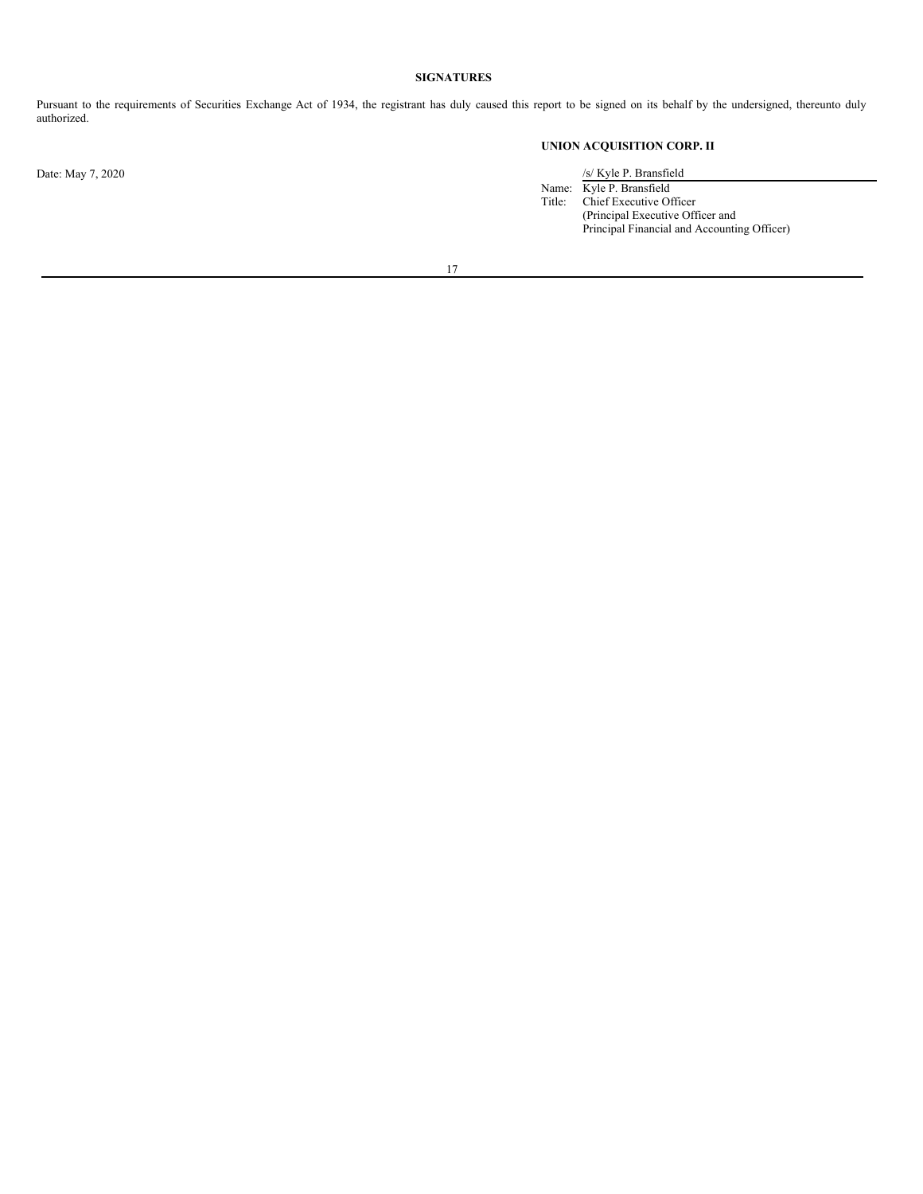## SIGNATURES

Pursuant to the requirements of Securities Exchange Act of 1934, the registrant has duly caused this report to be signed on its behalf by the undersigned, thereunto duly authorized.

**UNION ACQUISITION CORP. II**

Date: May 7, 2020

/s/ Kyle P. Bransfield

Name: Kyle P. Bransfield
Title: Chief Executive Officer
(Principal Executive Officer and
Principal Financial and Accounting Officer)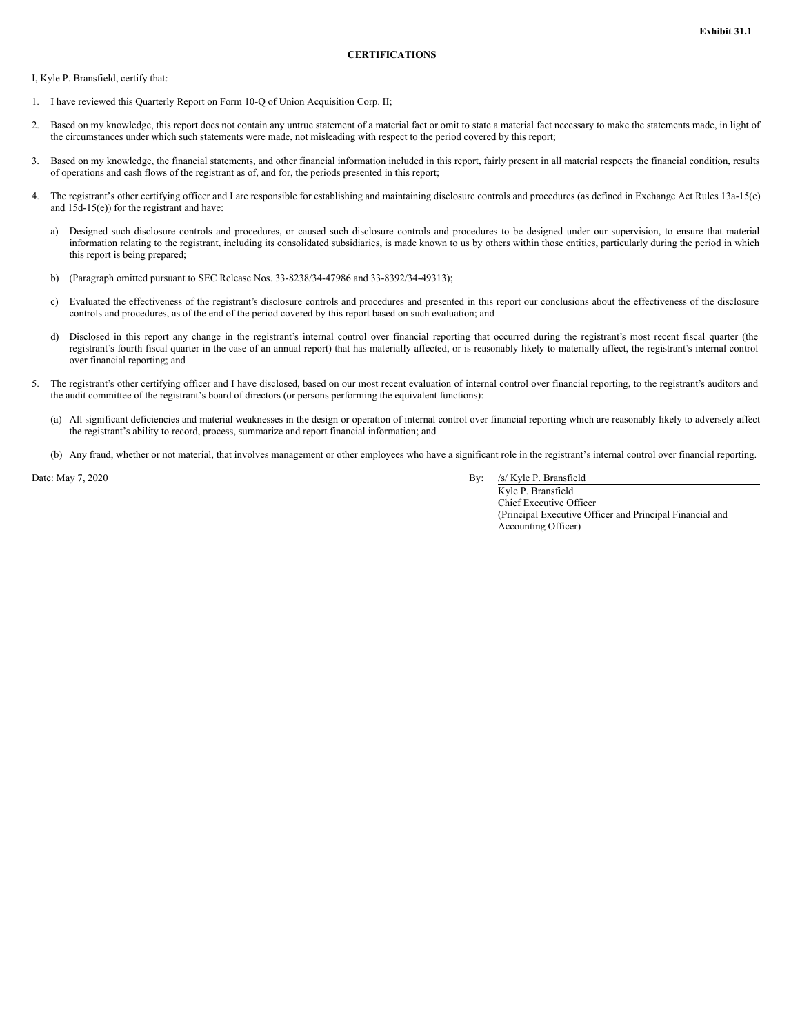**Exhibit 31.1**

**CERTIFICATIONS**

I, Kyle P. Bransfield, certify that:

1. I have reviewed this Quarterly Report on Form 10-Q of Union Acquisition Corp. II;

2. Based on my knowledge, this report does not contain any untrue statement of a material fact or omit to state a material fact necessary to make the statements made, in light of the circumstances under which such statements were made, not misleading with respect to the period covered by this report;

3. Based on my knowledge, the financial statements, and other financial information included in this report, fairly present in all material respects the financial condition, results of operations and cash flows of the registrant as of, and for, the periods presented in this report;

4. The registrant's other certifying officer and I are responsible for establishing and maintaining disclosure controls and procedures (as defined in Exchange Act Rules 13a-15(e) and 15d-15(e)) for the registrant and have:

   a) Designed such disclosure controls and procedures, or caused such disclosure controls and procedures to be designed under our supervision, to ensure that material information relating to the registrant, including its consolidated subsidiaries, is made known to us by others within those entities, particularly during the period in which this report is being prepared;

   b) (Paragraph omitted pursuant to SEC Release Nos. 33-8238/34-47986 and 33-8392/34-49313);

   c) Evaluated the effectiveness of the registrant's disclosure controls and procedures and presented in this report our conclusions about the effectiveness of the disclosure controls and procedures, as of the end of the period covered by this report based on such evaluation; and

   d) Disclosed in this report any change in the registrant's internal control over financial reporting that occurred during the registrant's most recent fiscal quarter (the registrant's fourth fiscal quarter in the case of an annual report) that has materially affected, or is reasonably likely to materially affect, the registrant's internal control over financial reporting; and

5. The registrant's other certifying officer and I have disclosed, based on our most recent evaluation of internal control over financial reporting, to the registrant's auditors and the audit committee of the registrant's board of directors (or persons performing the equivalent functions):

   (a) All significant deficiencies and material weaknesses in the design or operation of internal control over financial reporting which are reasonably likely to adversely affect the registrant's ability to record, process, summarize and report financial information; and

   (b) Any fraud, whether or not material, that involves management or other employees who have a significant role in the registrant's internal control over financial reporting.

Date: May 7, 2020

By: /s/ Kyle P. Bransfield
Kyle P. Bransfield
Chief Executive Officer
(Principal Executive Officer and Principal Financial and Accounting Officer)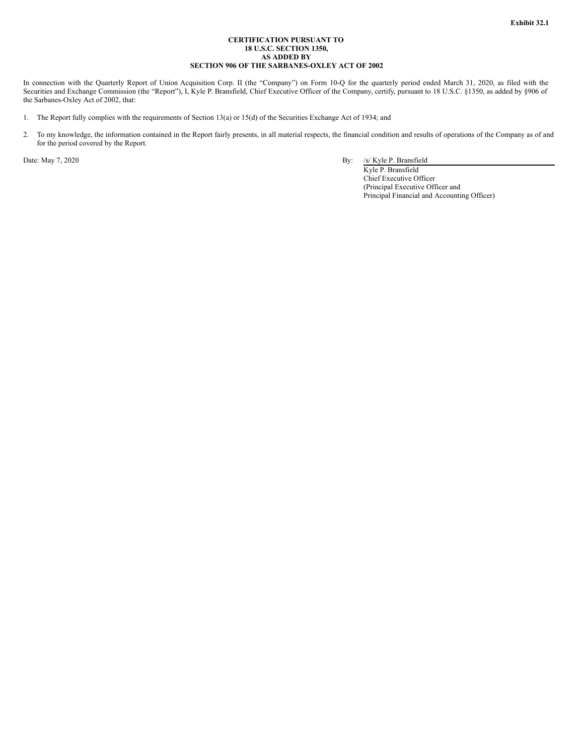**Exhibit 32.1**

**CERTIFICATION PURSUANT TO**
**18 U.S.C. SECTION 1350,**
**AS ADDED BY**
**SECTION 906 OF THE SARBANES-OXLEY ACT OF 2002**

In connection with the Quarterly Report of Union Acquisition Corp. II (the "Company") on Form 10-Q for the quarterly period ended March 31, 2020, as filed with the Securities and Exchange Commission (the "Report"), I, Kyle P. Bransfield, Chief Executive Officer of the Company, certify, pursuant to 18 U.S.C. §1350, as added by §906 of the Sarbanes-Oxley Act of 2002, that:

1. The Report fully complies with the requirements of Section 13(a) or 15(d) of the Securities Exchange Act of 1934; and

2. To my knowledge, the information contained in the Report fairly presents, in all material respects, the financial condition and results of operations of the Company as of and for the period covered by the Report.

Date: May 7, 2020

By: /s/ Kyle P. Bransfield
Kyle P. Bransfield
Chief Executive Officer
(Principal Executive Officer and
Principal Financial and Accounting Officer)